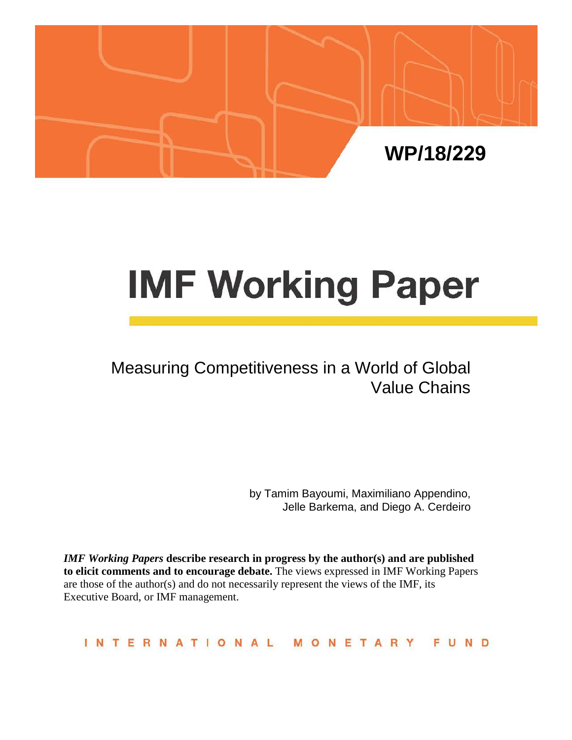WP/18/229

# IMF Working Paper

## Measuring Competitiveness in a World of Global Value Chains

by Tamim Bayoumi, Maximiliano Appendino, Jelle Barkema, and Diego A. Cerdeiro

***IMF Working Papers* describe research in progress by the author(s) and are published to elicit comments and to encourage debate.** The views expressed in IMF Working Papers are those of the author(s) and do not necessarily represent the views of the IMF, its Executive Board, or IMF management.

INTERNATIONAL MONETARY FUND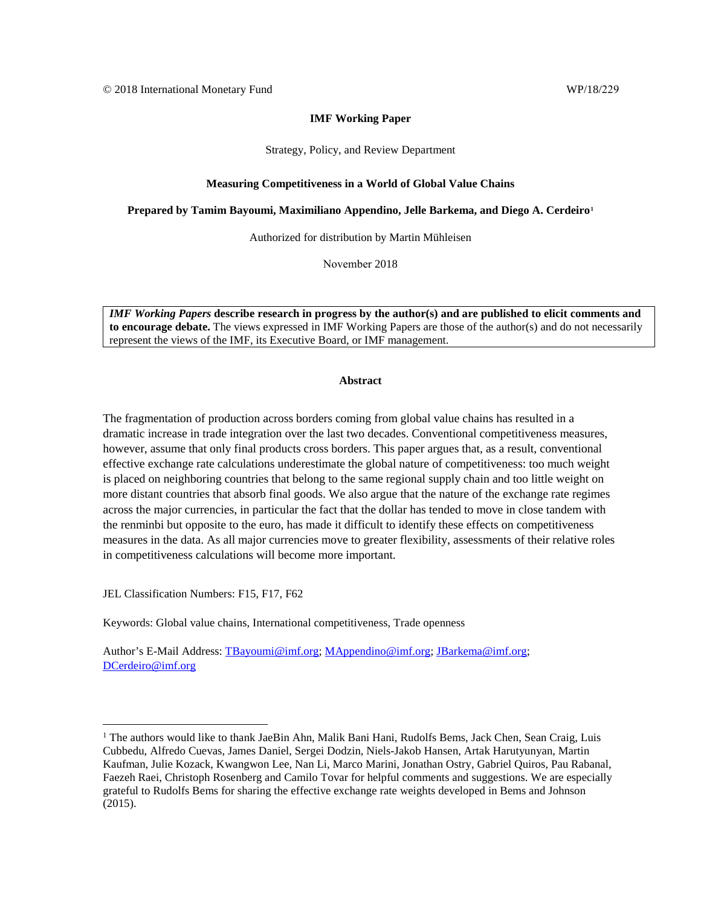© 2018 International Monetary Fund WP/18/229

**IMF Working Paper**

Strategy, Policy, and Review Department

**Measuring Competitiveness in a World of Global Value Chains**

**Prepared by Tamim Bayoumi, Maximiliano Appendino, Jelle Barkema, and Diego A. Cerdeiro**[1]

Authorized for distribution by Martin Mühleisen

November 2018

> ***IMF Working Papers*** **describe research in progress by the author(s) and are published to elicit comments and to encourage debate.** The views expressed in IMF Working Papers are those of the author(s) and do not necessarily represent the views of the IMF, its Executive Board, or IMF management.

**Abstract**

The fragmentation of production across borders coming from global value chains has resulted in a dramatic increase in trade integration over the last two decades. Conventional competitiveness measures, however, assume that only final products cross borders. This paper argues that, as a result, conventional effective exchange rate calculations underestimate the global nature of competitiveness: too much weight is placed on neighboring countries that belong to the same regional supply chain and too little weight on more distant countries that absorb final goods. We also argue that the nature of the exchange rate regimes across the major currencies, in particular the fact that the dollar has tended to move in close tandem with the renminbi but opposite to the euro, has made it difficult to identify these effects on competitiveness measures in the data. As all major currencies move to greater flexibility, assessments of their relative roles in competitiveness calculations will become more important.

JEL Classification Numbers: F15, F17, F62

Keywords: Global value chains, International competitiveness, Trade openness

Author's E-Mail Address: TBayoumi@imf.org; MAppendino@imf.org; JBarkema@imf.org; DCerdeiro@imf.org

---

[1] The authors would like to thank JaeBin Ahn, Malik Bani Hani, Rudolfs Bems, Jack Chen, Sean Craig, Luis Cubbedu, Alfredo Cuevas, James Daniel, Sergei Dodzin, Niels-Jakob Hansen, Artak Harutyunyan, Martin Kaufman, Julie Kozack, Kwangwon Lee, Nan Li, Marco Marini, Jonathan Ostry, Gabriel Quiros, Pau Rabanal, Faezeh Raei, Christoph Rosenberg and Camilo Tovar for helpful comments and suggestions. We are especially grateful to Rudolfs Bems for sharing the effective exchange rate weights developed in Bems and Johnson (2015).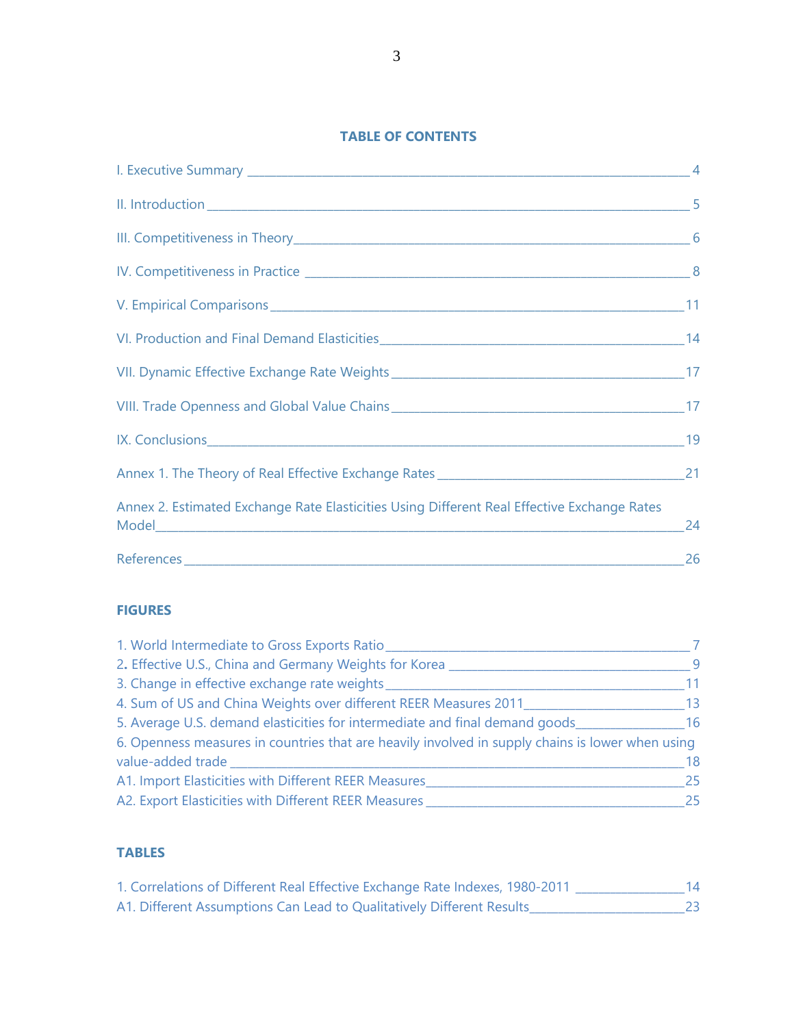## TABLE OF CONTENTS

I. Executive Summary ____________________ 4

II. Introduction ____________________ 5

III. Competitiveness in Theory ____________________ 6

IV. Competitiveness in Practice ____________________ 8

V. Empirical Comparisons ____________________ 11

VI. Production and Final Demand Elasticities ____________________ 14

VII. Dynamic Effective Exchange Rate Weights ____________________ 17

VIII. Trade Openness and Global Value Chains ____________________ 17

IX. Conclusions ____________________ 19

Annex 1. The Theory of Real Effective Exchange Rates ____________________ 21

Annex 2. Estimated Exchange Rate Elasticities Using Different Real Effective Exchange Rates Model ____________________ 24

References ____________________ 26

### FIGURES

1. World Intermediate to Gross Exports Ratio ____________________ 7
2. Effective U.S., China and Germany Weights for Korea ____________________ 9
3. Change in effective exchange rate weights ____________________ 11
4. Sum of US and China Weights over different REER Measures 2011 ____________________ 13
5. Average U.S. demand elasticities for intermediate and final demand goods ____________________ 16
6. Openness measures in countries that are heavily involved in supply chains is lower when using value-added trade ____________________ 18

A1. Import Elasticities with Different REER Measures ____________________ 25
A2. Export Elasticities with Different REER Measures ____________________ 25

### TABLES

1. Correlations of Different Real Effective Exchange Rate Indexes, 1980-2011 ____________________ 14

A1. Different Assumptions Can Lead to Qualitatively Different Results ____________________ 23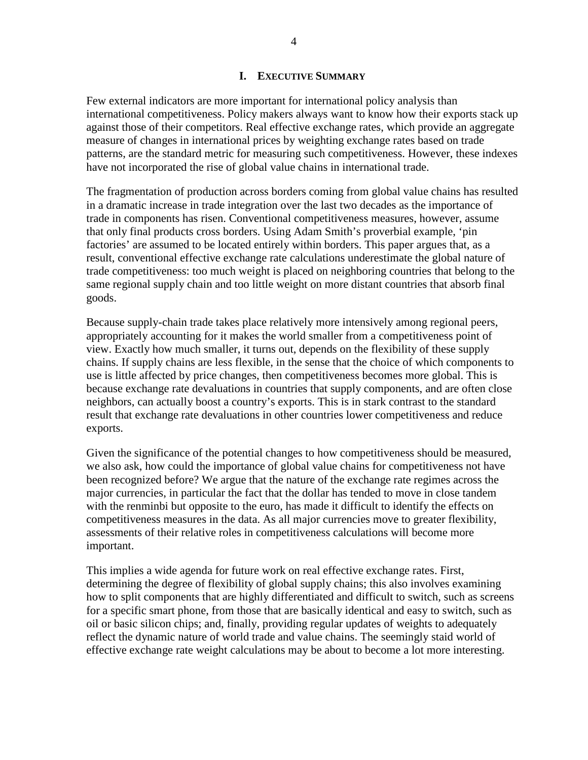## I. Executive Summary

Few external indicators are more important for international policy analysis than international competitiveness. Policy makers always want to know how their exports stack up against those of their competitors. Real effective exchange rates, which provide an aggregate measure of changes in international prices by weighting exchange rates based on trade patterns, are the standard metric for measuring such competitiveness. However, these indexes have not incorporated the rise of global value chains in international trade.

The fragmentation of production across borders coming from global value chains has resulted in a dramatic increase in trade integration over the last two decades as the importance of trade in components has risen. Conventional competitiveness measures, however, assume that only final products cross borders. Using Adam Smith's proverbial example, 'pin factories' are assumed to be located entirely within borders. This paper argues that, as a result, conventional effective exchange rate calculations underestimate the global nature of trade competitiveness: too much weight is placed on neighboring countries that belong to the same regional supply chain and too little weight on more distant countries that absorb final goods.

Because supply-chain trade takes place relatively more intensively among regional peers, appropriately accounting for it makes the world smaller from a competitiveness point of view. Exactly how much smaller, it turns out, depends on the flexibility of these supply chains. If supply chains are less flexible, in the sense that the choice of which components to use is little affected by price changes, then competitiveness becomes more global. This is because exchange rate devaluations in countries that supply components, and are often close neighbors, can actually boost a country's exports. This is in stark contrast to the standard result that exchange rate devaluations in other countries lower competitiveness and reduce exports.

Given the significance of the potential changes to how competitiveness should be measured, we also ask, how could the importance of global value chains for competitiveness not have been recognized before? We argue that the nature of the exchange rate regimes across the major currencies, in particular the fact that the dollar has tended to move in close tandem with the renminbi but opposite to the euro, has made it difficult to identify the effects on competitiveness measures in the data. As all major currencies move to greater flexibility, assessments of their relative roles in competitiveness calculations will become more important.

This implies a wide agenda for future work on real effective exchange rates. First, determining the degree of flexibility of global supply chains; this also involves examining how to split components that are highly differentiated and difficult to switch, such as screens for a specific smart phone, from those that are basically identical and easy to switch, such as oil or basic silicon chips; and, finally, providing regular updates of weights to adequately reflect the dynamic nature of world trade and value chains. The seemingly staid world of effective exchange rate weight calculations may be about to become a lot more interesting.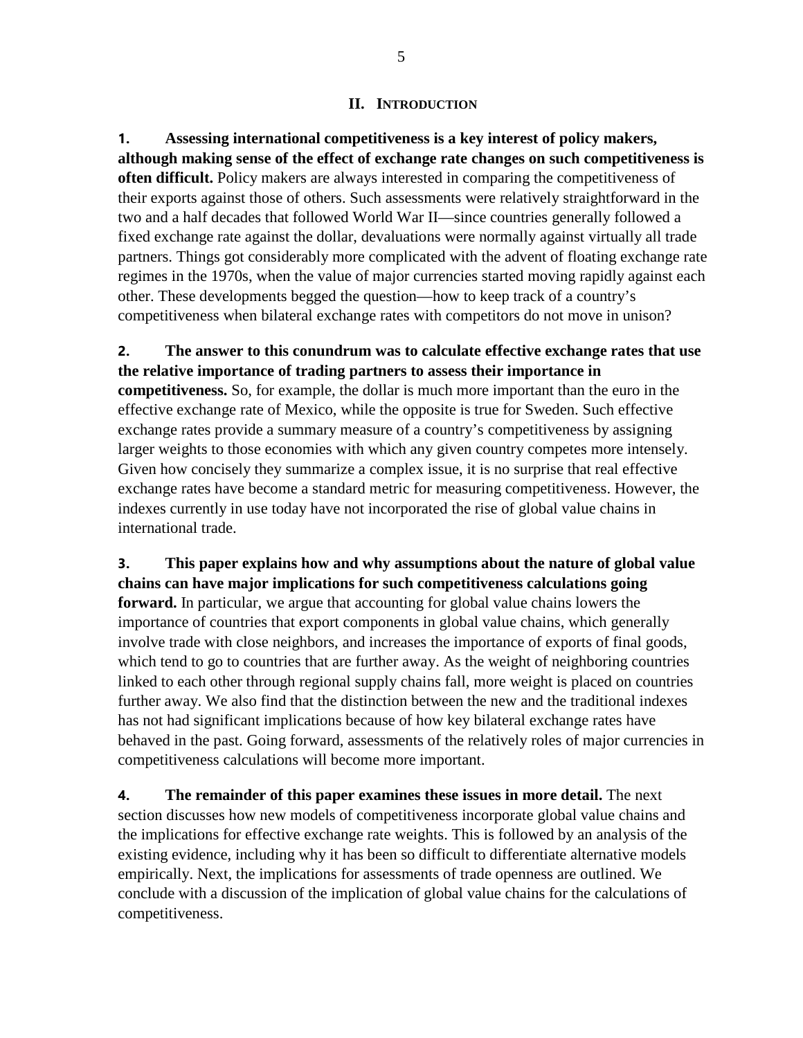## II. INTRODUCTION

**1. Assessing international competitiveness is a key interest of policy makers, although making sense of the effect of exchange rate changes on such competitiveness is often difficult.** Policy makers are always interested in comparing the competitiveness of their exports against those of others. Such assessments were relatively straightforward in the two and a half decades that followed World War II—since countries generally followed a fixed exchange rate against the dollar, devaluations were normally against virtually all trade partners. Things got considerably more complicated with the advent of floating exchange rate regimes in the 1970s, when the value of major currencies started moving rapidly against each other. These developments begged the question—how to keep track of a country's competitiveness when bilateral exchange rates with competitors do not move in unison?

**2. The answer to this conundrum was to calculate effective exchange rates that use the relative importance of trading partners to assess their importance in competitiveness.** So, for example, the dollar is much more important than the euro in the effective exchange rate of Mexico, while the opposite is true for Sweden. Such effective exchange rates provide a summary measure of a country's competitiveness by assigning larger weights to those economies with which any given country competes more intensely. Given how concisely they summarize a complex issue, it is no surprise that real effective exchange rates have become a standard metric for measuring competitiveness. However, the indexes currently in use today have not incorporated the rise of global value chains in international trade.

**3. This paper explains how and why assumptions about the nature of global value chains can have major implications for such competitiveness calculations going forward.** In particular, we argue that accounting for global value chains lowers the importance of countries that export components in global value chains, which generally involve trade with close neighbors, and increases the importance of exports of final goods, which tend to go to countries that are further away. As the weight of neighboring countries linked to each other through regional supply chains fall, more weight is placed on countries further away. We also find that the distinction between the new and the traditional indexes has not had significant implications because of how key bilateral exchange rates have behaved in the past. Going forward, assessments of the relatively roles of major currencies in competitiveness calculations will become more important.

**4. The remainder of this paper examines these issues in more detail.** The next section discusses how new models of competitiveness incorporate global value chains and the implications for effective exchange rate weights. This is followed by an analysis of the existing evidence, including why it has been so difficult to differentiate alternative models empirically. Next, the implications for assessments of trade openness are outlined. We conclude with a discussion of the implication of global value chains for the calculations of competitiveness.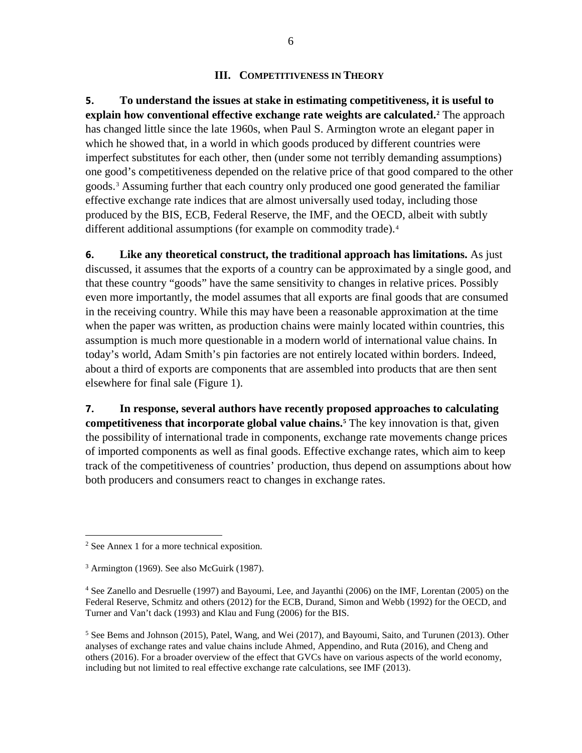## III. COMPETITIVENESS IN THEORY

**5. To understand the issues at stake in estimating competitiveness, it is useful to explain how conventional effective exchange rate weights are calculated.[2]** The approach has changed little since the late 1960s, when Paul S. Armington wrote an elegant paper in which he showed that, in a world in which goods produced by different countries were imperfect substitutes for each other, then (under some not terribly demanding assumptions) one good's competitiveness depended on the relative price of that good compared to the other goods.[3] Assuming further that each country only produced one good generated the familiar effective exchange rate indices that are almost universally used today, including those produced by the BIS, ECB, Federal Reserve, the IMF, and the OECD, albeit with subtly different additional assumptions (for example on commodity trade).[4]

**6. Like any theoretical construct, the traditional approach has limitations.** As just discussed, it assumes that the exports of a country can be approximated by a single good, and that these country "goods" have the same sensitivity to changes in relative prices. Possibly even more importantly, the model assumes that all exports are final goods that are consumed in the receiving country. While this may have been a reasonable approximation at the time when the paper was written, as production chains were mainly located within countries, this assumption is much more questionable in a modern world of international value chains. In today's world, Adam Smith's pin factories are not entirely located within borders. Indeed, about a third of exports are components that are assembled into products that are then sent elsewhere for final sale (Figure 1).

**7. In response, several authors have recently proposed approaches to calculating competitiveness that incorporate global value chains.[5]** The key innovation is that, given the possibility of international trade in components, exchange rate movements change prices of imported components as well as final goods. Effective exchange rates, which aim to keep track of the competitiveness of countries' production, thus depend on assumptions about how both producers and consumers react to changes in exchange rates.

---

[2] See Annex 1 for a more technical exposition.

[3] Armington (1969). See also McGuirk (1987).

[4] See Zanello and Desruelle (1997) and Bayoumi, Lee, and Jayanthi (2006) on the IMF, Lorentan (2005) on the Federal Reserve, Schmitz and others (2012) for the ECB, Durand, Simon and Webb (1992) for the OECD, and Turner and Van't dack (1993) and Klau and Fung (2006) for the BIS.

[5] See Bems and Johnson (2015), Patel, Wang, and Wei (2017), and Bayoumi, Saito, and Turunen (2013). Other analyses of exchange rates and value chains include Ahmed, Appendino, and Ruta (2016), and Cheng and others (2016). For a broader overview of the effect that GVCs have on various aspects of the world economy, including but not limited to real effective exchange rate calculations, see IMF (2013).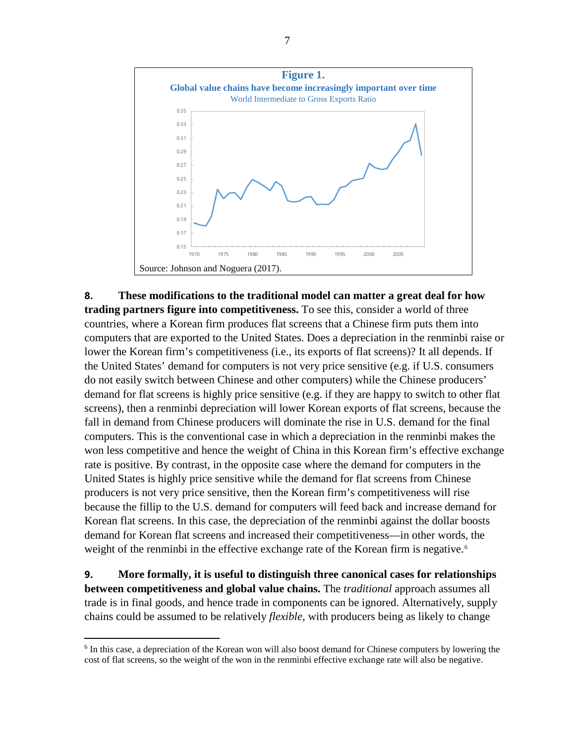**Figure 1.**
**Global value chains have become increasingly important over time**
World Intermediate to Gross Exports Ratio

Source: Johnson and Noguera (2017).

**8. These modifications to the traditional model can matter a great deal for how trading partners figure into competitiveness.** To see this, consider a world of three countries, where a Korean firm produces flat screens that a Chinese firm puts them into computers that are exported to the United States. Does a depreciation in the renminbi raise or lower the Korean firm's competitiveness (i.e., its exports of flat screens)? It all depends. If the United States' demand for computers is not very price sensitive (e.g. if U.S. consumers do not easily switch between Chinese and other computers) while the Chinese producers' demand for flat screens is highly price sensitive (e.g. if they are happy to switch to other flat screens), then a renminbi depreciation will lower Korean exports of flat screens, because the fall in demand from Chinese producers will dominate the rise in U.S. demand for the final computers. This is the conventional case in which a depreciation in the renminbi makes the won less competitive and hence the weight of China in this Korean firm's effective exchange rate is positive. By contrast, in the opposite case where the demand for computers in the United States is highly price sensitive while the demand for flat screens from Chinese producers is not very price sensitive, then the Korean firm's competitiveness will rise because the fillip to the U.S. demand for computers will feed back and increase demand for Korean flat screens. In this case, the depreciation of the renminbi against the dollar boosts demand for Korean flat screens and increased their competitiveness—in other words, the weight of the renminbi in the effective exchange rate of the Korean firm is negative.[6]

**9. More formally, it is useful to distinguish three canonical cases for relationships between competitiveness and global value chains.** The *traditional* approach assumes all trade is in final goods, and hence trade in components can be ignored. Alternatively, supply chains could be assumed to be relatively *flexible,* with producers being as likely to change

---

[6] In this case, a depreciation of the Korean won will also boost demand for Chinese computers by lowering the cost of flat screens, so the weight of the won in the renminbi effective exchange rate will also be negative.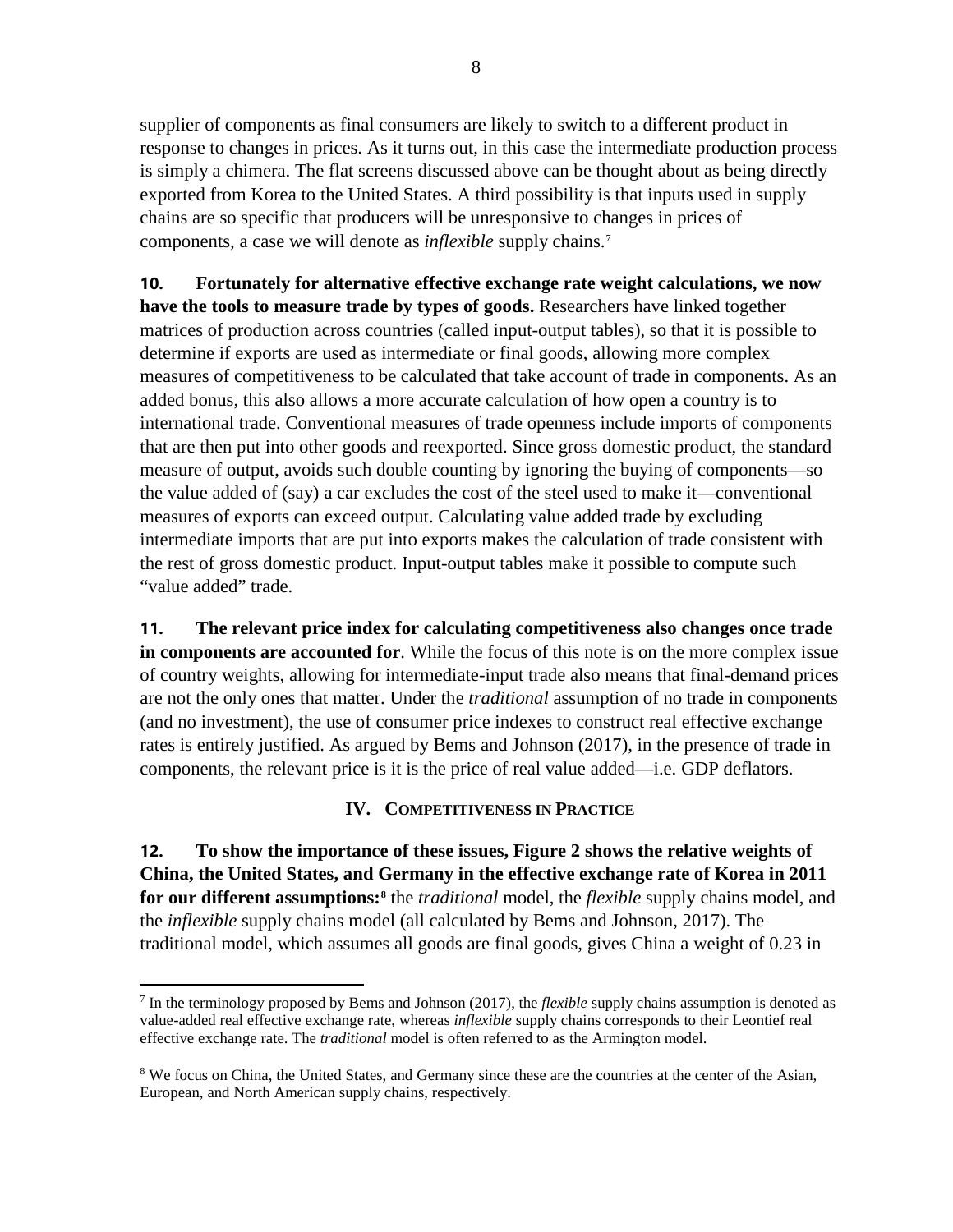supplier of components as final consumers are likely to switch to a different product in response to changes in prices. As it turns out, in this case the intermediate production process is simply a chimera. The flat screens discussed above can be thought about as being directly exported from Korea to the United States. A third possibility is that inputs used in supply chains are so specific that producers will be unresponsive to changes in prices of components, a case we will denote as *inflexible* supply chains.[7]

**10. Fortunately for alternative effective exchange rate weight calculations, we now have the tools to measure trade by types of goods.** Researchers have linked together matrices of production across countries (called input-output tables), so that it is possible to determine if exports are used as intermediate or final goods, allowing more complex measures of competitiveness to be calculated that take account of trade in components. As an added bonus, this also allows a more accurate calculation of how open a country is to international trade. Conventional measures of trade openness include imports of components that are then put into other goods and reexported. Since gross domestic product, the standard measure of output, avoids such double counting by ignoring the buying of components—so the value added of (say) a car excludes the cost of the steel used to make it—conventional measures of exports can exceed output. Calculating value added trade by excluding intermediate imports that are put into exports makes the calculation of trade consistent with the rest of gross domestic product. Input-output tables make it possible to compute such "value added" trade.

**11. The relevant price index for calculating competitiveness also changes once trade in components are accounted for**. While the focus of this note is on the more complex issue of country weights, allowing for intermediate-input trade also means that final-demand prices are not the only ones that matter. Under the *traditional* assumption of no trade in components (and no investment), the use of consumer price indexes to construct real effective exchange rates is entirely justified. As argued by Bems and Johnson (2017), in the presence of trade in components, the relevant price is it is the price of real value added—i.e. GDP deflators.

## IV. COMPETITIVENESS IN PRACTICE

**12. To show the importance of these issues, Figure 2 shows the relative weights of China, the United States, and Germany in the effective exchange rate of Korea in 2011 for our different assumptions:**[8] the *traditional* model, the *flexible* supply chains model, and the *inflexible* supply chains model (all calculated by Bems and Johnson, 2017). The traditional model, which assumes all goods are final goods, gives China a weight of 0.23 in

---

[7] In the terminology proposed by Bems and Johnson (2017), the *flexible* supply chains assumption is denoted as value-added real effective exchange rate, whereas *inflexible* supply chains corresponds to their Leontief real effective exchange rate. The *traditional* model is often referred to as the Armington model.

[8] We focus on China, the United States, and Germany since these are the countries at the center of the Asian, European, and North American supply chains, respectively.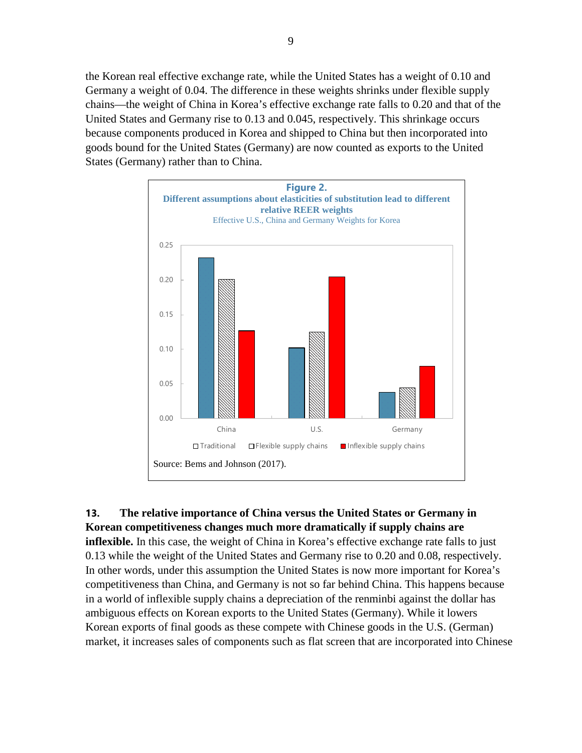the Korean real effective exchange rate, while the United States has a weight of 0.10 and Germany a weight of 0.04. The difference in these weights shrinks under flexible supply chains—the weight of China in Korea's effective exchange rate falls to 0.20 and that of the United States and Germany rise to 0.13 and 0.045, respectively. This shrinkage occurs because components produced in Korea and shipped to China but then incorporated into goods bound for the United States (Germany) are now counted as exports to the United States (Germany) rather than to China.

**Figure 2.**
**Different assumptions about elasticities of substitution lead to different relative REER weights**
Effective U.S., China and Germany Weights for Korea

Legend: Traditional; Flexible supply chains; Inflexible supply chains

Source: Bems and Johnson (2017).

**13. The relative importance of China versus the United States or Germany in Korean competitiveness changes much more dramatically if supply chains are inflexible.** In this case, the weight of China in Korea's effective exchange rate falls to just 0.13 while the weight of the United States and Germany rise to 0.20 and 0.08, respectively. In other words, under this assumption the United States is now more important for Korea's competitiveness than China, and Germany is not so far behind China. This happens because in a world of inflexible supply chains a depreciation of the renminbi against the dollar has ambiguous effects on Korean exports to the United States (Germany). While it lowers Korean exports of final goods as these compete with Chinese goods in the U.S. (German) market, it increases sales of components such as flat screen that are incorporated into Chinese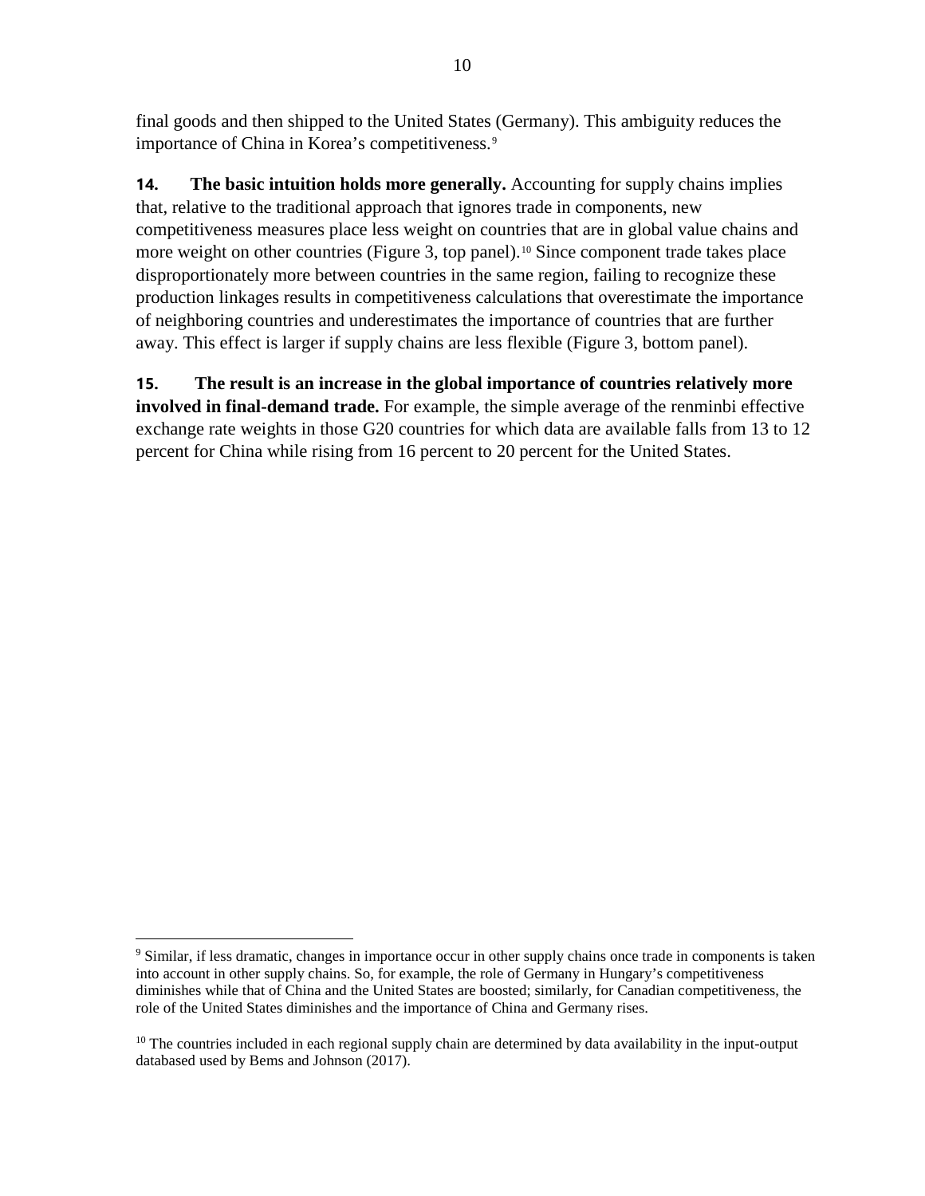final goods and then shipped to the United States (Germany). This ambiguity reduces the importance of China in Korea's competitiveness.[9]

**14.** **The basic intuition holds more generally.** Accounting for supply chains implies that, relative to the traditional approach that ignores trade in components, new competitiveness measures place less weight on countries that are in global value chains and more weight on other countries (Figure 3, top panel).[10] Since component trade takes place disproportionately more between countries in the same region, failing to recognize these production linkages results in competitiveness calculations that overestimate the importance of neighboring countries and underestimates the importance of countries that are further away. This effect is larger if supply chains are less flexible (Figure 3, bottom panel).

**15.** **The result is an increase in the global importance of countries relatively more involved in final-demand trade.** For example, the simple average of the renminbi effective exchange rate weights in those G20 countries for which data are available falls from 13 to 12 percent for China while rising from 16 percent to 20 percent for the United States.

---

[9] Similar, if less dramatic, changes in importance occur in other supply chains once trade in components is taken into account in other supply chains. So, for example, the role of Germany in Hungary's competitiveness diminishes while that of China and the United States are boosted; similarly, for Canadian competitiveness, the role of the United States diminishes and the importance of China and Germany rises.

[10] The countries included in each regional supply chain are determined by data availability in the input-output databased used by Bems and Johnson (2017).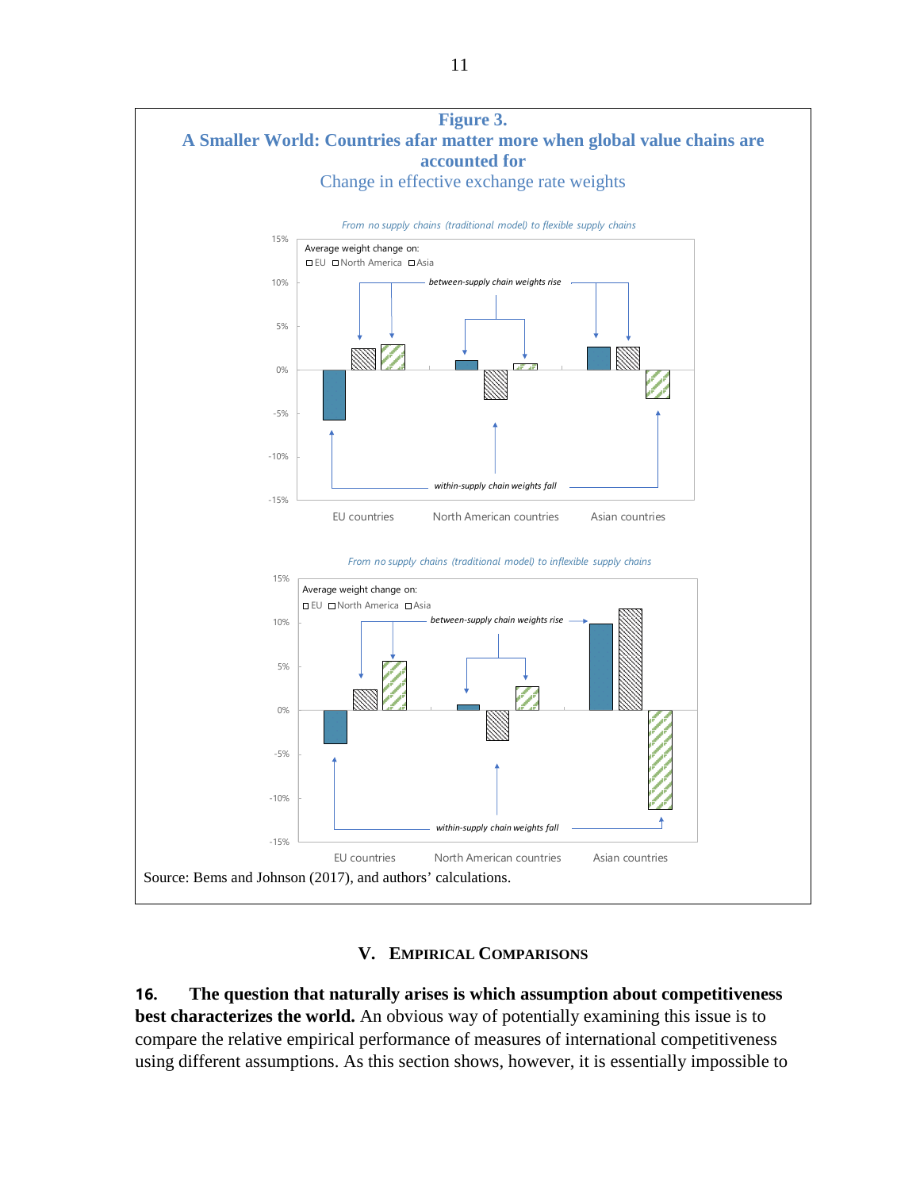**Figure 3.**
**A Smaller World: Countries afar matter more when global value chains are accounted for**
Change in effective exchange rate weights

*From no supply chains (traditional model) to flexible supply chains*

*From no supply chains (traditional model) to inflexible supply chains*

Source: Bems and Johnson (2017), and authors' calculations.

## V. Empirical Comparisons

**16. The question that naturally arises is which assumption about competitiveness best characterizes the world.** An obvious way of potentially examining this issue is to compare the relative empirical performance of measures of international competitiveness using different assumptions. As this section shows, however, it is essentially impossible to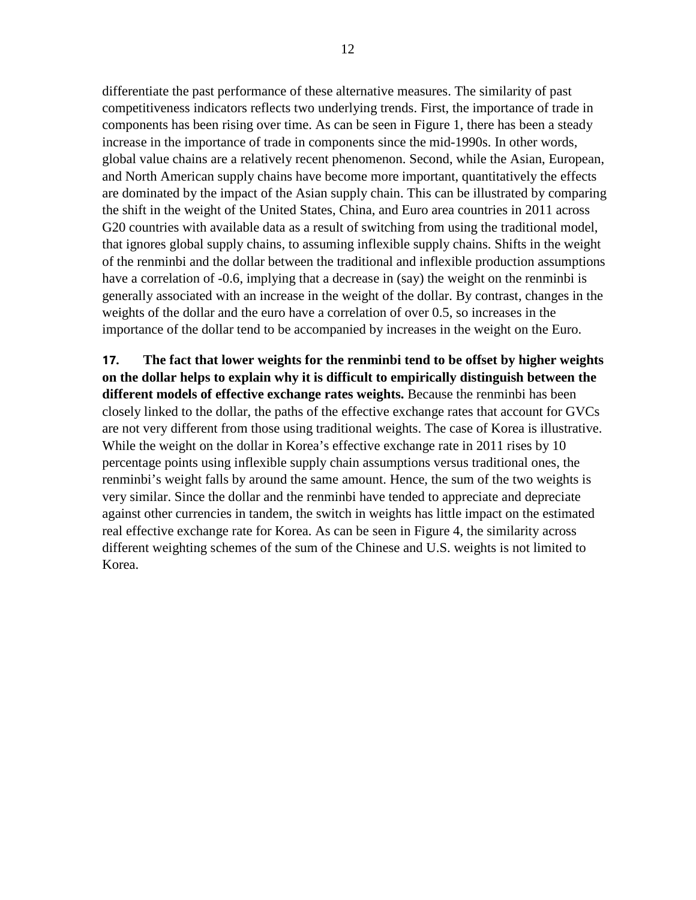differentiate the past performance of these alternative measures. The similarity of past competitiveness indicators reflects two underlying trends. First, the importance of trade in components has been rising over time. As can be seen in Figure 1, there has been a steady increase in the importance of trade in components since the mid-1990s. In other words, global value chains are a relatively recent phenomenon. Second, while the Asian, European, and North American supply chains have become more important, quantitatively the effects are dominated by the impact of the Asian supply chain. This can be illustrated by comparing the shift in the weight of the United States, China, and Euro area countries in 2011 across G20 countries with available data as a result of switching from using the traditional model, that ignores global supply chains, to assuming inflexible supply chains. Shifts in the weight of the renminbi and the dollar between the traditional and inflexible production assumptions have a correlation of -0.6, implying that a decrease in (say) the weight on the renminbi is generally associated with an increase in the weight of the dollar. By contrast, changes in the weights of the dollar and the euro have a correlation of over 0.5, so increases in the importance of the dollar tend to be accompanied by increases in the weight on the Euro.

**17. The fact that lower weights for the renminbi tend to be offset by higher weights on the dollar helps to explain why it is difficult to empirically distinguish between the different models of effective exchange rates weights.** Because the renminbi has been closely linked to the dollar, the paths of the effective exchange rates that account for GVCs are not very different from those using traditional weights. The case of Korea is illustrative. While the weight on the dollar in Korea's effective exchange rate in 2011 rises by 10 percentage points using inflexible supply chain assumptions versus traditional ones, the renminbi's weight falls by around the same amount. Hence, the sum of the two weights is very similar. Since the dollar and the renminbi have tended to appreciate and depreciate against other currencies in tandem, the switch in weights has little impact on the estimated real effective exchange rate for Korea. As can be seen in Figure 4, the similarity across different weighting schemes of the sum of the Chinese and U.S. weights is not limited to Korea.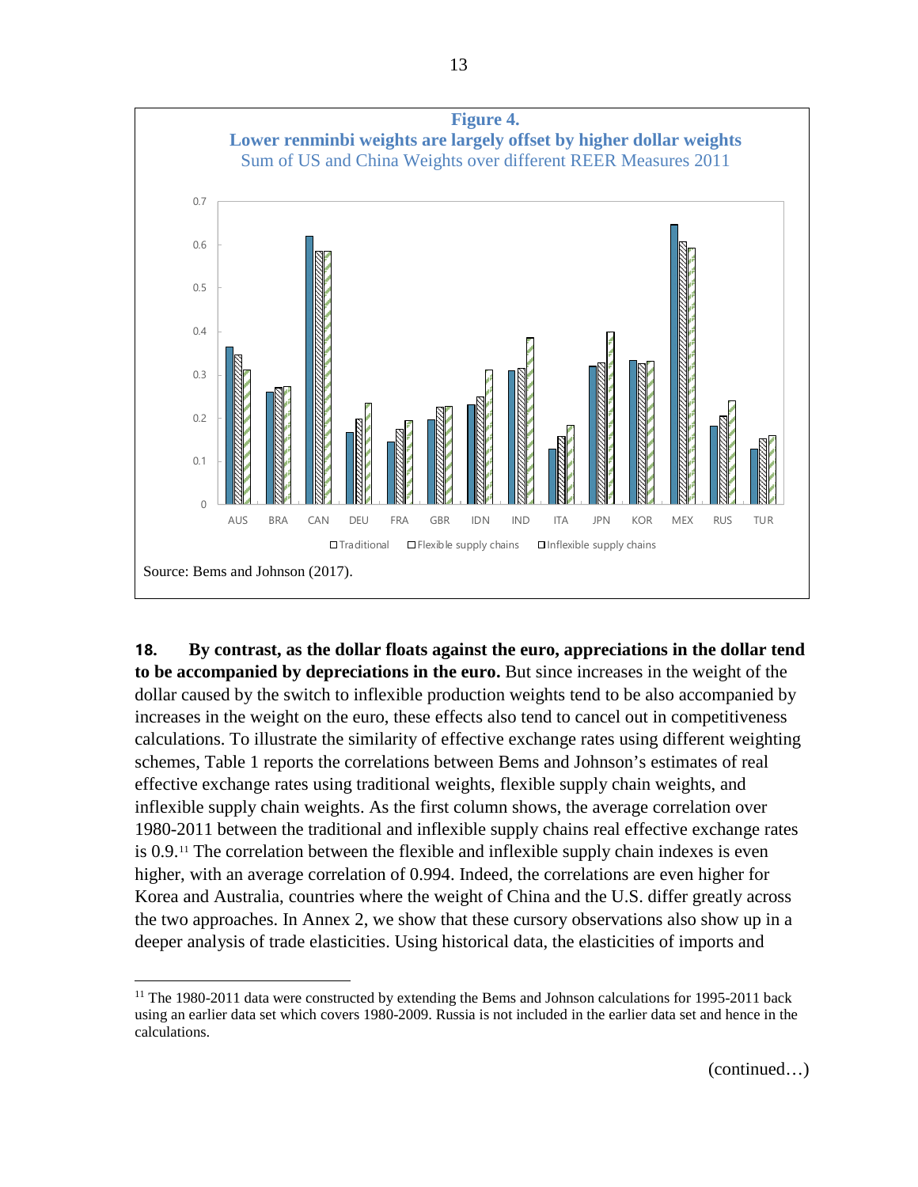**Figure 4.**
**Lower renminbi weights are largely offset by higher dollar weights**
Sum of US and China Weights over different REER Measures 2011

Source: Bems and Johnson (2017).

**18. By contrast, as the dollar floats against the euro, appreciations in the dollar tend to be accompanied by depreciations in the euro.** But since increases in the weight of the dollar caused by the switch to inflexible production weights tend to be also accompanied by increases in the weight on the euro, these effects also tend to cancel out in competitiveness calculations. To illustrate the similarity of effective exchange rates using different weighting schemes, Table 1 reports the correlations between Bems and Johnson's estimates of real effective exchange rates using traditional weights, flexible supply chain weights, and inflexible supply chain weights. As the first column shows, the average correlation over 1980-2011 between the traditional and inflexible supply chains real effective exchange rates is 0.9.[11] The correlation between the flexible and inflexible supply chain indexes is even higher, with an average correlation of 0.994. Indeed, the correlations are even higher for Korea and Australia, countries where the weight of China and the U.S. differ greatly across the two approaches. In Annex 2, we show that these cursory observations also show up in a deeper analysis of trade elasticities. Using historical data, the elasticities of imports and

[11] The 1980-2011 data were constructed by extending the Bems and Johnson calculations for 1995-2011 back using an earlier data set which covers 1980-2009. Russia is not included in the earlier data set and hence in the calculations.

(continued…)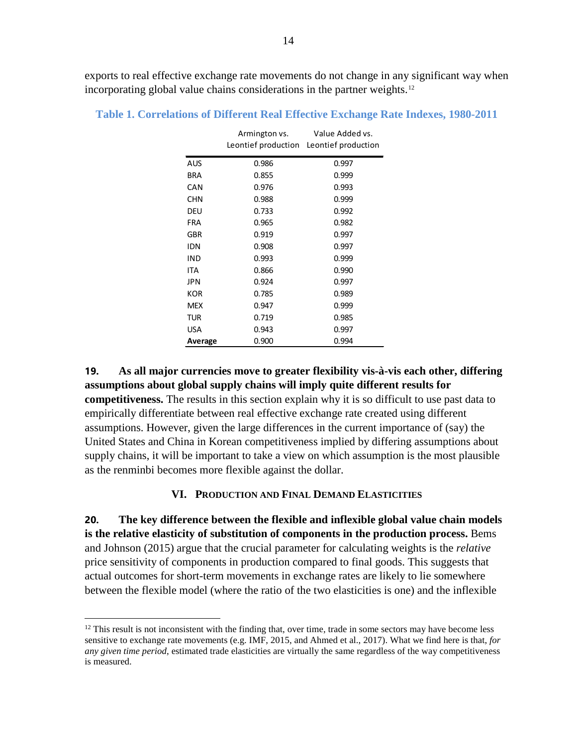exports to real effective exchange rate movements do not change in any significant way when incorporating global value chains considerations in the partner weights.[12]

**Table 1. Correlations of Different Real Effective Exchange Rate Indexes, 1980-2011**

| | Armington vs. Leontief production | Value Added vs. Leontief production |
|---|---|---|
| AUS | 0.986 | 0.997 |
| BRA | 0.855 | 0.999 |
| CAN | 0.976 | 0.993 |
| CHN | 0.988 | 0.999 |
| DEU | 0.733 | 0.992 |
| FRA | 0.965 | 0.982 |
| GBR | 0.919 | 0.997 |
| IDN | 0.908 | 0.997 |
| IND | 0.993 | 0.999 |
| ITA | 0.866 | 0.990 |
| JPN | 0.924 | 0.997 |
| KOR | 0.785 | 0.989 |
| MEX | 0.947 | 0.999 |
| TUR | 0.719 | 0.985 |
| USA | 0.943 | 0.997 |
| **Average** | 0.900 | 0.994 |

**19. As all major currencies move to greater flexibility vis-à-vis each other, differing assumptions about global supply chains will imply quite different results for competitiveness.** The results in this section explain why it is so difficult to use past data to empirically differentiate between real effective exchange rate created using different assumptions. However, given the large differences in the current importance of (say) the United States and China in Korean competitiveness implied by differing assumptions about supply chains, it will be important to take a view on which assumption is the most plausible as the renminbi becomes more flexible against the dollar.

## VI. Production and Final Demand Elasticities

**20. The key difference between the flexible and inflexible global value chain models is the relative elasticity of substitution of components in the production process.** Bems and Johnson (2015) argue that the crucial parameter for calculating weights is the *relative* price sensitivity of components in production compared to final goods. This suggests that actual outcomes for short-term movements in exchange rates are likely to lie somewhere between the flexible model (where the ratio of the two elasticities is one) and the inflexible

[12] This result is not inconsistent with the finding that, over time, trade in some sectors may have become less sensitive to exchange rate movements (e.g. IMF, 2015, and Ahmed et al., 2017). What we find here is that, *for any given time period*, estimated trade elasticities are virtually the same regardless of the way competitiveness is measured.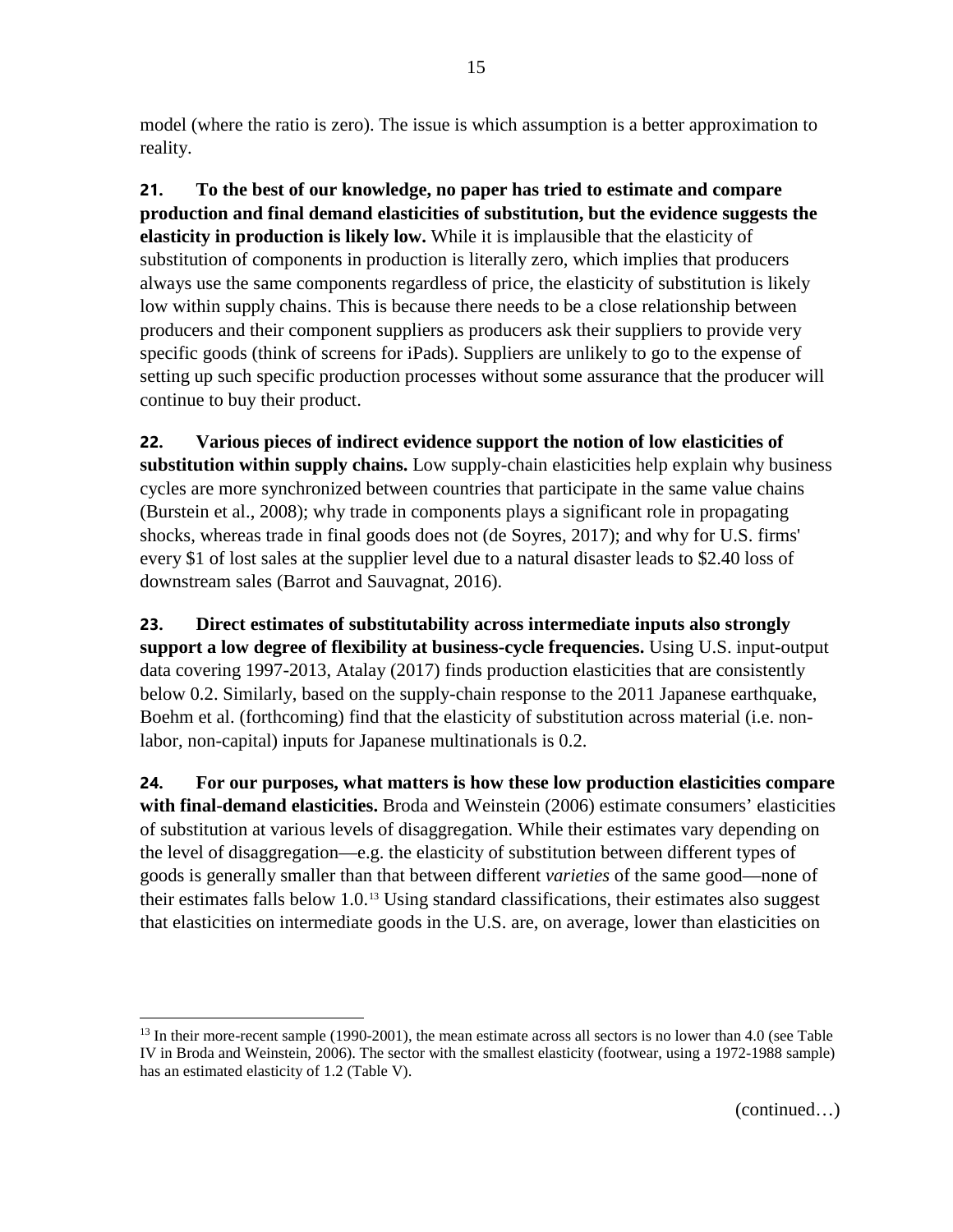model (where the ratio is zero). The issue is which assumption is a better approximation to reality.

**21. To the best of our knowledge, no paper has tried to estimate and compare production and final demand elasticities of substitution, but the evidence suggests the elasticity in production is likely low.** While it is implausible that the elasticity of substitution of components in production is literally zero, which implies that producers always use the same components regardless of price, the elasticity of substitution is likely low within supply chains. This is because there needs to be a close relationship between producers and their component suppliers as producers ask their suppliers to provide very specific goods (think of screens for iPads). Suppliers are unlikely to go to the expense of setting up such specific production processes without some assurance that the producer will continue to buy their product.

**22. Various pieces of indirect evidence support the notion of low elasticities of substitution within supply chains.** Low supply-chain elasticities help explain why business cycles are more synchronized between countries that participate in the same value chains (Burstein et al., 2008); why trade in components plays a significant role in propagating shocks, whereas trade in final goods does not (de Soyres, 2017); and why for U.S. firms' every $1 of lost sales at the supplier level due to a natural disaster leads to $2.40 loss of downstream sales (Barrot and Sauvagnat, 2016).

**23. Direct estimates of substitutability across intermediate inputs also strongly support a low degree of flexibility at business-cycle frequencies.** Using U.S. input-output data covering 1997-2013, Atalay (2017) finds production elasticities that are consistently below 0.2. Similarly, based on the supply-chain response to the 2011 Japanese earthquake, Boehm et al. (forthcoming) find that the elasticity of substitution across material (i.e. non-labor, non-capital) inputs for Japanese multinationals is 0.2.

**24. For our purposes, what matters is how these low production elasticities compare with final-demand elasticities.** Broda and Weinstein (2006) estimate consumers' elasticities of substitution at various levels of disaggregation. While their estimates vary depending on the level of disaggregation—e.g. the elasticity of substitution between different types of goods is generally smaller than that between different *varieties* of the same good—none of their estimates falls below 1.0.[13] Using standard classifications, their estimates also suggest that elasticities on intermediate goods in the U.S. are, on average, lower than elasticities on

[13] In their more-recent sample (1990-2001), the mean estimate across all sectors is no lower than 4.0 (see Table IV in Broda and Weinstein, 2006). The sector with the smallest elasticity (footwear, using a 1972-1988 sample) has an estimated elasticity of 1.2 (Table V).

(continued…)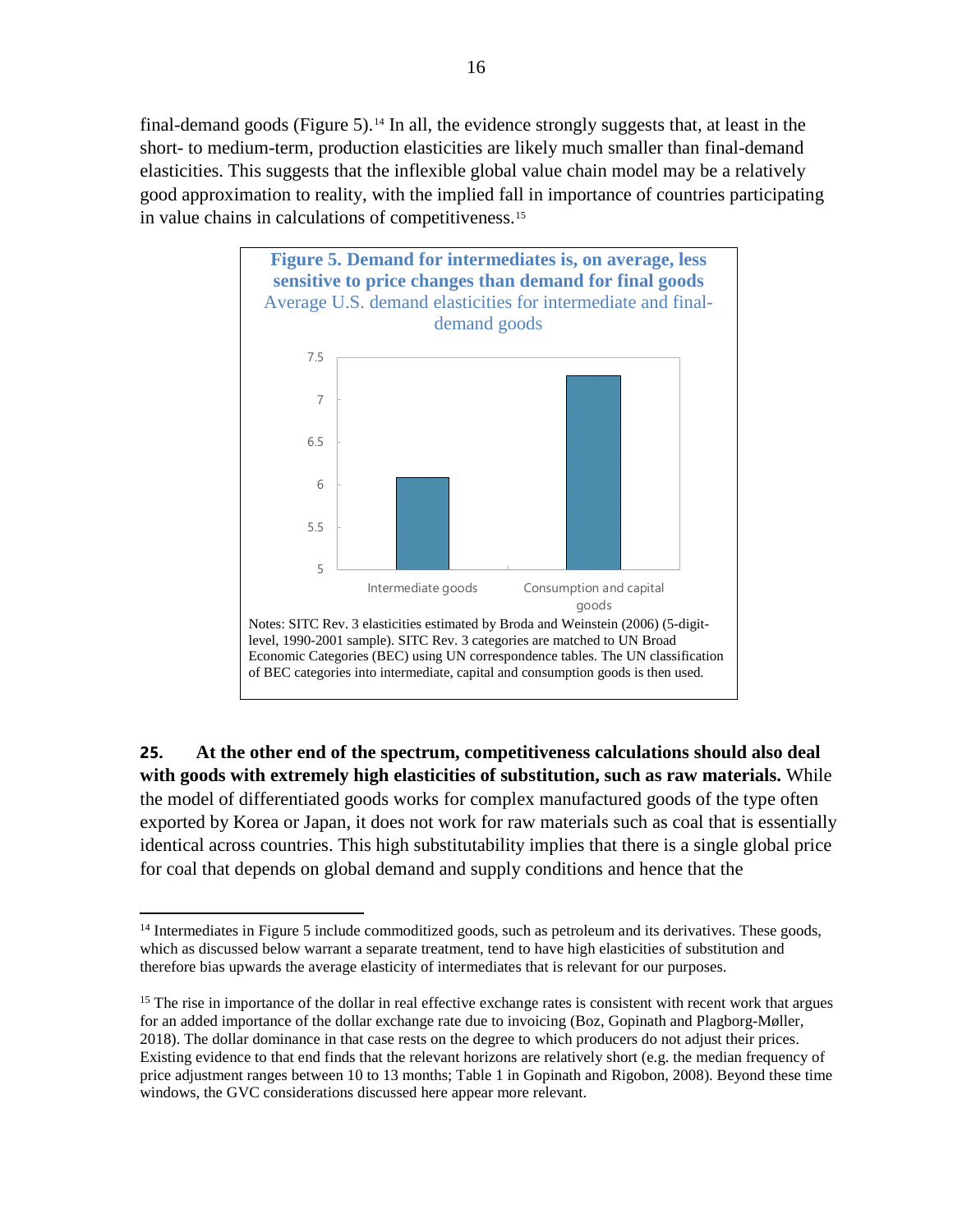final-demand goods (Figure 5).[14] In all, the evidence strongly suggests that, at least in the short- to medium-term, production elasticities are likely much smaller than final-demand elasticities. This suggests that the inflexible global value chain model may be a relatively good approximation to reality, with the implied fall in importance of countries participating in value chains in calculations of competitiveness.[15]

**Figure 5. Demand for intermediates is, on average, less sensitive to price changes than demand for final goods**
Average U.S. demand elasticities for intermediate and final-demand goods

Notes: SITC Rev. 3 elasticities estimated by Broda and Weinstein (2006) (5-digit-level, 1990-2001 sample). SITC Rev. 3 categories are matched to UN Broad Economic Categories (BEC) using UN correspondence tables. The UN classification of BEC categories into intermediate, capital and consumption goods is then used.

**25. At the other end of the spectrum, competitiveness calculations should also deal with goods with extremely high elasticities of substitution, such as raw materials.** While the model of differentiated goods works for complex manufactured goods of the type often exported by Korea or Japan, it does not work for raw materials such as coal that is essentially identical across countries. This high substitutability implies that there is a single global price for coal that depends on global demand and supply conditions and hence that the

[14] Intermediates in Figure 5 include commoditized goods, such as petroleum and its derivatives. These goods, which as discussed below warrant a separate treatment, tend to have high elasticities of substitution and therefore bias upwards the average elasticity of intermediates that is relevant for our purposes.

[15] The rise in importance of the dollar in real effective exchange rates is consistent with recent work that argues for an added importance of the dollar exchange rate due to invoicing (Boz, Gopinath and Plagborg-Møller, 2018). The dollar dominance in that case rests on the degree to which producers do not adjust their prices. Existing evidence to that end finds that the relevant horizons are relatively short (e.g. the median frequency of price adjustment ranges between 10 to 13 months; Table 1 in Gopinath and Rigobon, 2008). Beyond these time windows, the GVC considerations discussed here appear more relevant.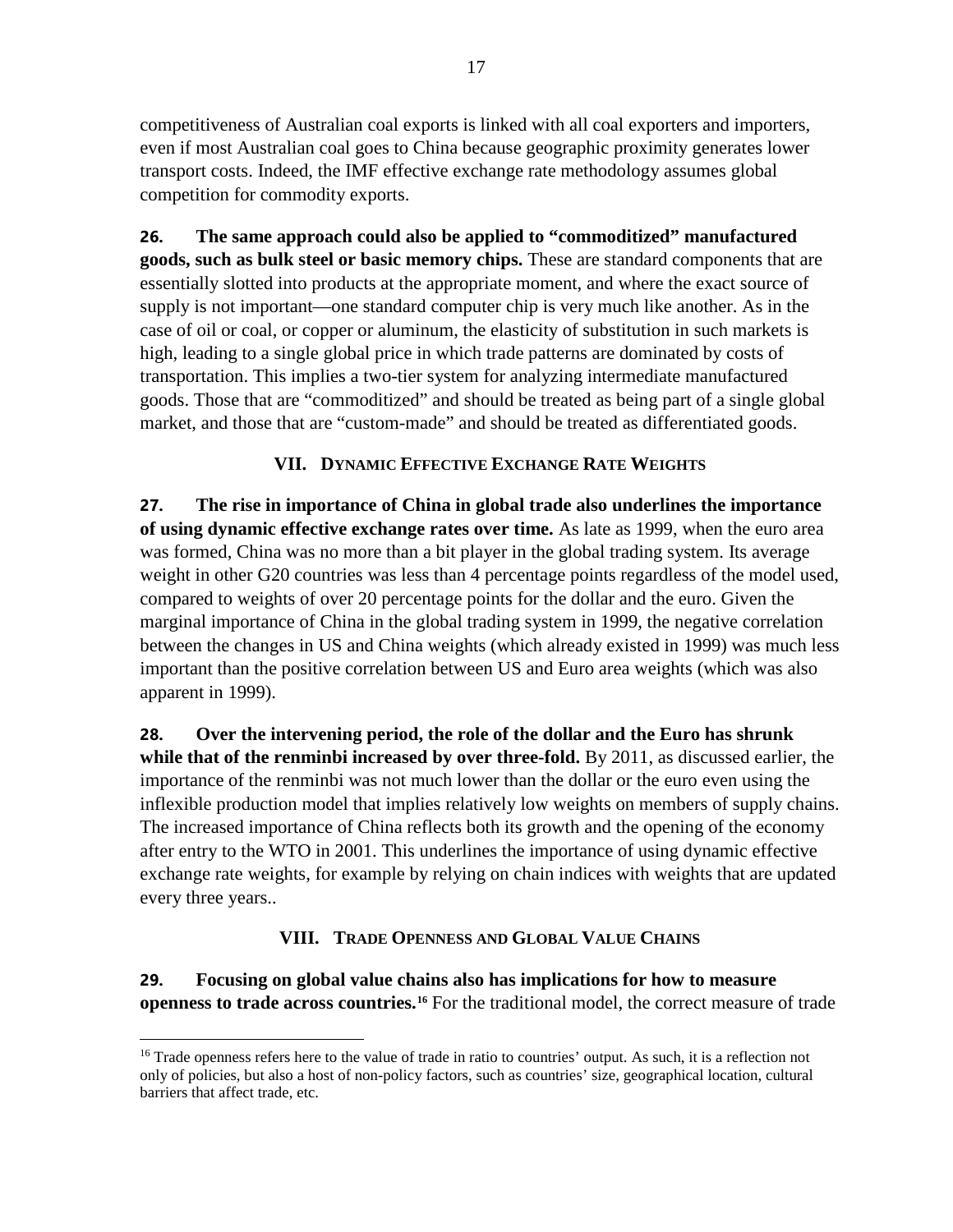competitiveness of Australian coal exports is linked with all coal exporters and importers, even if most Australian coal goes to China because geographic proximity generates lower transport costs. Indeed, the IMF effective exchange rate methodology assumes global competition for commodity exports.

**26. The same approach could also be applied to "commoditized" manufactured goods, such as bulk steel or basic memory chips.** These are standard components that are essentially slotted into products at the appropriate moment, and where the exact source of supply is not important—one standard computer chip is very much like another. As in the case of oil or coal, or copper or aluminum, the elasticity of substitution in such markets is high, leading to a single global price in which trade patterns are dominated by costs of transportation. This implies a two-tier system for analyzing intermediate manufactured goods. Those that are "commoditized" and should be treated as being part of a single global market, and those that are "custom-made" and should be treated as differentiated goods.

## VII. Dynamic Effective Exchange Rate Weights

**27. The rise in importance of China in global trade also underlines the importance of using dynamic effective exchange rates over time.** As late as 1999, when the euro area was formed, China was no more than a bit player in the global trading system. Its average weight in other G20 countries was less than 4 percentage points regardless of the model used, compared to weights of over 20 percentage points for the dollar and the euro. Given the marginal importance of China in the global trading system in 1999, the negative correlation between the changes in US and China weights (which already existed in 1999) was much less important than the positive correlation between US and Euro area weights (which was also apparent in 1999).

**28. Over the intervening period, the role of the dollar and the Euro has shrunk while that of the renminbi increased by over three-fold.** By 2011, as discussed earlier, the importance of the renminbi was not much lower than the dollar or the euro even using the inflexible production model that implies relatively low weights on members of supply chains. The increased importance of China reflects both its growth and the opening of the economy after entry to the WTO in 2001. This underlines the importance of using dynamic effective exchange rate weights, for example by relying on chain indices with weights that are updated every three years..

## VIII. Trade Openness and Global Value Chains

**29. Focusing on global value chains also has implications for how to measure openness to trade across countries.[16]** For the traditional model, the correct measure of trade

[16] Trade openness refers here to the value of trade in ratio to countries' output. As such, it is a reflection not only of policies, but also a host of non-policy factors, such as countries' size, geographical location, cultural barriers that affect trade, etc.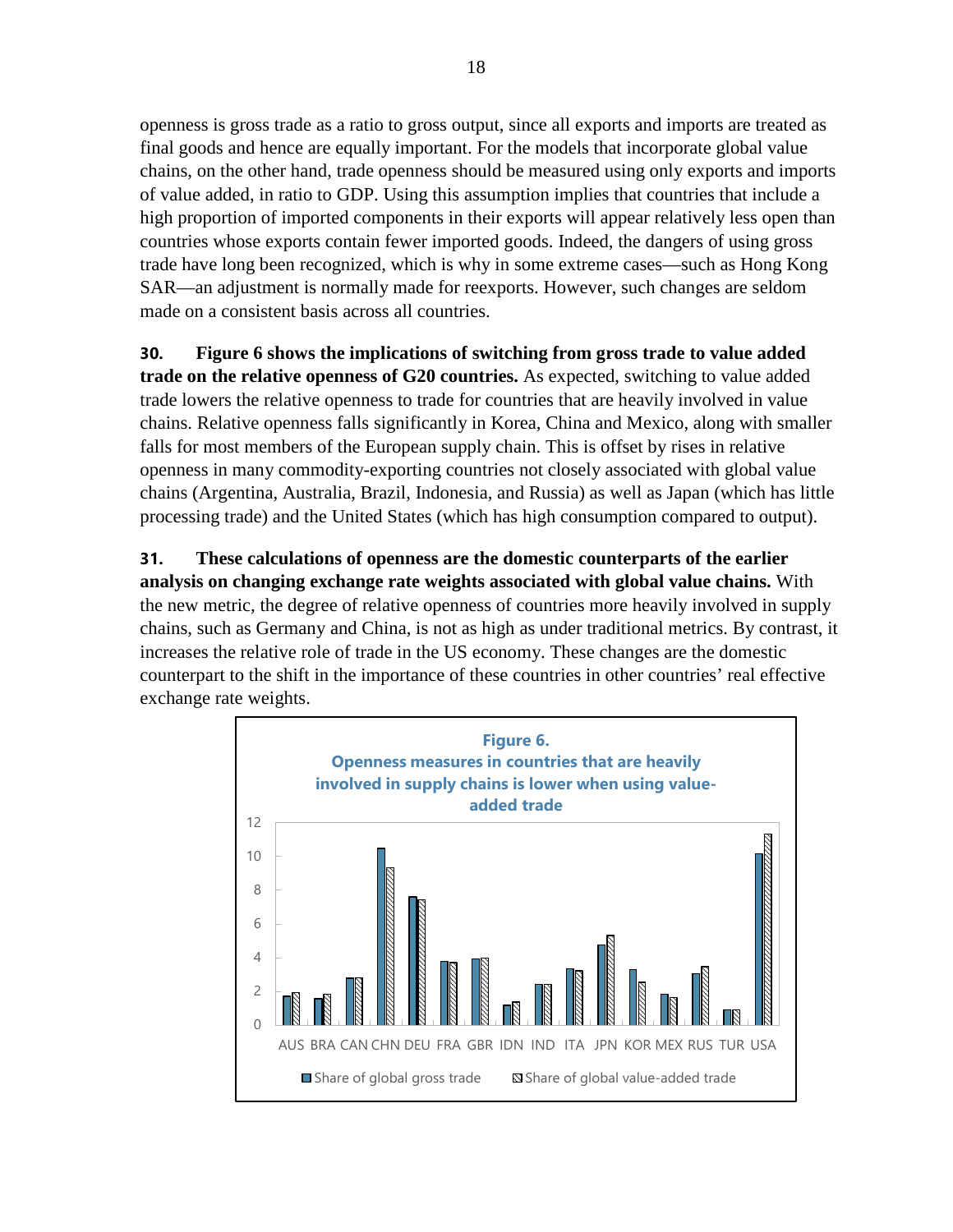openness is gross trade as a ratio to gross output, since all exports and imports are treated as final goods and hence are equally important. For the models that incorporate global value chains, on the other hand, trade openness should be measured using only exports and imports of value added, in ratio to GDP. Using this assumption implies that countries that include a high proportion of imported components in their exports will appear relatively less open than countries whose exports contain fewer imported goods. Indeed, the dangers of using gross trade have long been recognized, which is why in some extreme cases—such as Hong Kong SAR—an adjustment is normally made for reexports. However, such changes are seldom made on a consistent basis across all countries.

**30. Figure 6 shows the implications of switching from gross trade to value added trade on the relative openness of G20 countries.** As expected, switching to value added trade lowers the relative openness to trade for countries that are heavily involved in value chains. Relative openness falls significantly in Korea, China and Mexico, along with smaller falls for most members of the European supply chain. This is offset by rises in relative openness in many commodity-exporting countries not closely associated with global value chains (Argentina, Australia, Brazil, Indonesia, and Russia) as well as Japan (which has little processing trade) and the United States (which has high consumption compared to output).

**31. These calculations of openness are the domestic counterparts of the earlier analysis on changing exchange rate weights associated with global value chains.** With the new metric, the degree of relative openness of countries more heavily involved in supply chains, such as Germany and China, is not as high as under traditional metrics. By contrast, it increases the relative role of trade in the US economy. These changes are the domestic counterpart to the shift in the importance of these countries in other countries' real effective exchange rate weights.

**Figure 6.**
**Openness measures in countries that are heavily involved in supply chains is lower when using value-added trade**

| Country | Share of global gross trade | Share of global value-added trade |
|---|---|---|
| AUS | 1.7 | 1.9 |
| BRA | 1.6 | 1.8 |
| CAN | 2.8 | 2.8 |
| CHN | 10.5 | 9.3 |
| DEU | 7.6 | 7.4 |
| FRA | 3.8 | 3.7 |
| GBR | 3.9 | 4.0 |
| IDN | 1.2 | 1.4 |
| IND | 2.4 | 2.4 |
| ITA | 3.3 | 3.2 |
| JPN | 4.8 | 5.3 |
| KOR | 3.3 | 2.6 |
| MEX | 1.8 | 1.6 |
| RUS | 3.0 | 3.5 |
| TUR | 0.9 | 0.9 |
| USA | 10.1 | 11.3 |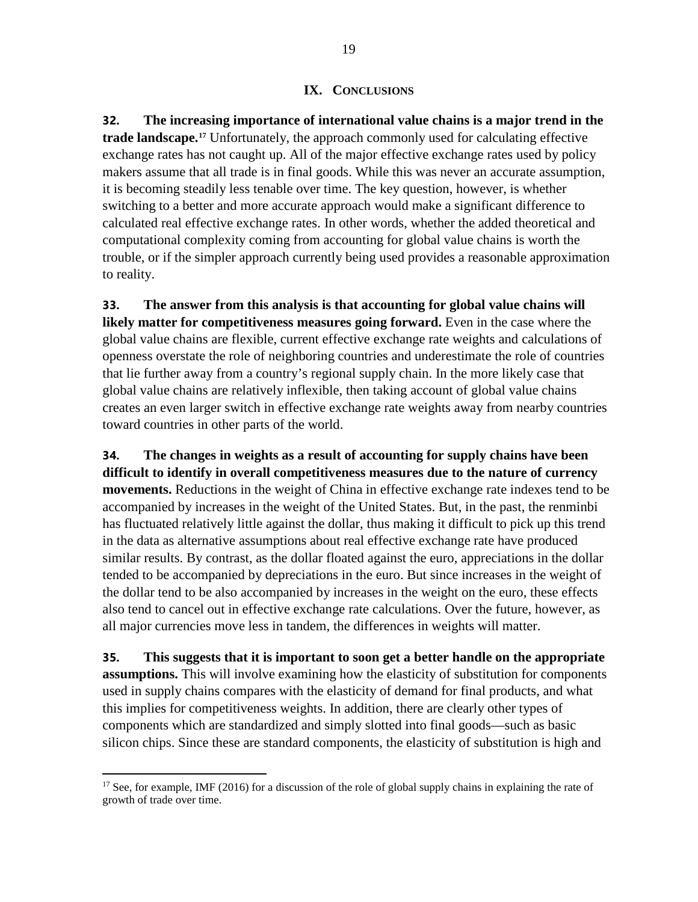## IX. Conclusions

**32. The increasing importance of international value chains is a major trend in the trade landscape.**[17] Unfortunately, the approach commonly used for calculating effective exchange rates has not caught up. All of the major effective exchange rates used by policy makers assume that all trade is in final goods. While this was never an accurate assumption, it is becoming steadily less tenable over time. The key question, however, is whether switching to a better and more accurate approach would make a significant difference to calculated real effective exchange rates. In other words, whether the added theoretical and computational complexity coming from accounting for global value chains is worth the trouble, or if the simpler approach currently being used provides a reasonable approximation to reality.

**33. The answer from this analysis is that accounting for global value chains will likely matter for competitiveness measures going forward.** Even in the case where the global value chains are flexible, current effective exchange rate weights and calculations of openness overstate the role of neighboring countries and underestimate the role of countries that lie further away from a country's regional supply chain. In the more likely case that global value chains are relatively inflexible, then taking account of global value chains creates an even larger switch in effective exchange rate weights away from nearby countries toward countries in other parts of the world.

**34. The changes in weights as a result of accounting for supply chains have been difficult to identify in overall competitiveness measures due to the nature of currency movements.** Reductions in the weight of China in effective exchange rate indexes tend to be accompanied by increases in the weight of the United States. But, in the past, the renminbi has fluctuated relatively little against the dollar, thus making it difficult to pick up this trend in the data as alternative assumptions about real effective exchange rate have produced similar results. By contrast, as the dollar floated against the euro, appreciations in the dollar tended to be accompanied by depreciations in the euro. But since increases in the weight of the dollar tend to be also accompanied by increases in the weight on the euro, these effects also tend to cancel out in effective exchange rate calculations. Over the future, however, as all major currencies move less in tandem, the differences in weights will matter.

**35. This suggests that it is important to soon get a better handle on the appropriate assumptions.** This will involve examining how the elasticity of substitution for components used in supply chains compares with the elasticity of demand for final products, and what this implies for competitiveness weights. In addition, there are clearly other types of components which are standardized and simply slotted into final goods—such as basic silicon chips. Since these are standard components, the elasticity of substitution is high and

---

[17] See, for example, IMF (2016) for a discussion of the role of global supply chains in explaining the rate of growth of trade over time.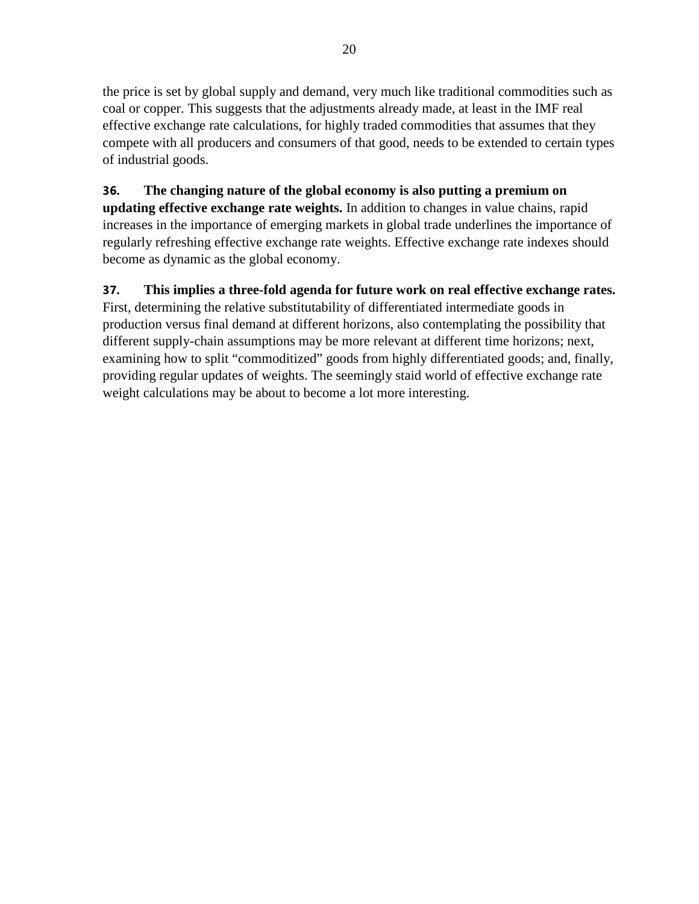the price is set by global supply and demand, very much like traditional commodities such as coal or copper. This suggests that the adjustments already made, at least in the IMF real effective exchange rate calculations, for highly traded commodities that assumes that they compete with all producers and consumers of that good, needs to be extended to certain types of industrial goods.

**36. The changing nature of the global economy is also putting a premium on updating effective exchange rate weights.** In addition to changes in value chains, rapid increases in the importance of emerging markets in global trade underlines the importance of regularly refreshing effective exchange rate weights. Effective exchange rate indexes should become as dynamic as the global economy.

**37. This implies a three-fold agenda for future work on real effective exchange rates.** First, determining the relative substitutability of differentiated intermediate goods in production versus final demand at different horizons, also contemplating the possibility that different supply-chain assumptions may be more relevant at different time horizons; next, examining how to split "commoditized" goods from highly differentiated goods; and, finally, providing regular updates of weights. The seemingly staid world of effective exchange rate weight calculations may be about to become a lot more interesting.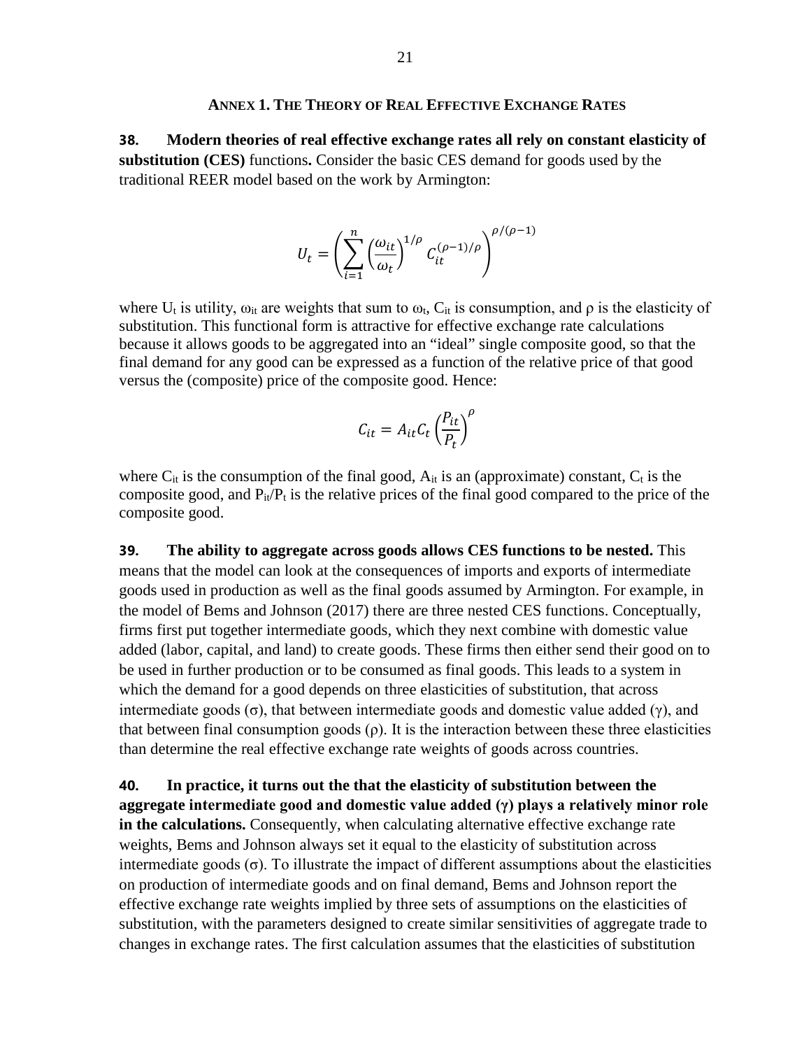## ANNEX 1. THE THEORY OF REAL EFFECTIVE EXCHANGE RATES

**38. Modern theories of real effective exchange rates all rely on constant elasticity of substitution (CES)** functions**.** Consider the basic CES demand for goods used by the traditional REER model based on the work by Armington:

$$U_t = \left( \sum_{i=1}^{n} \left( \frac{\omega_{it}}{\omega_t} \right)^{1/\rho} C_{it}^{(\rho-1)/\rho} \right)^{\rho/(\rho-1)}$$

where $U_t$ is utility, $\omega_{it}$ are weights that sum to $\omega_t$, $C_{it}$ is consumption, and $\rho$ is the elasticity of substitution. This functional form is attractive for effective exchange rate calculations because it allows goods to be aggregated into an "ideal" single composite good, so that the final demand for any good can be expressed as a function of the relative price of that good versus the (composite) price of the composite good. Hence:

$$C_{it} = A_{it} C_t \left( \frac{P_{it}}{P_t} \right)^{\rho}$$

where $C_{it}$ is the consumption of the final good, $A_{it}$ is an (approximate) constant, $C_t$ is the composite good, and $P_{it}/P_t$ is the relative prices of the final good compared to the price of the composite good.

**39. The ability to aggregate across goods allows CES functions to be nested.** This means that the model can look at the consequences of imports and exports of intermediate goods used in production as well as the final goods assumed by Armington. For example, in the model of Bems and Johnson (2017) there are three nested CES functions. Conceptually, firms first put together intermediate goods, which they next combine with domestic value added (labor, capital, and land) to create goods. These firms then either send their good on to be used in further production or to be consumed as final goods. This leads to a system in which the demand for a good depends on three elasticities of substitution, that across intermediate goods ($\sigma$), that between intermediate goods and domestic value added ($\gamma$), and that between final consumption goods ($\rho$). It is the interaction between these three elasticities than determine the real effective exchange rate weights of goods across countries.

**40. In practice, it turns out the that the elasticity of substitution between the aggregate intermediate good and domestic value added ($\gamma$) plays a relatively minor role in the calculations.** Consequently, when calculating alternative effective exchange rate weights, Bems and Johnson always set it equal to the elasticity of substitution across intermediate goods ($\sigma$). To illustrate the impact of different assumptions about the elasticities on production of intermediate goods and on final demand, Bems and Johnson report the effective exchange rate weights implied by three sets of assumptions on the elasticities of substitution, with the parameters designed to create similar sensitivities of aggregate trade to changes in exchange rates. The first calculation assumes that the elasticities of substitution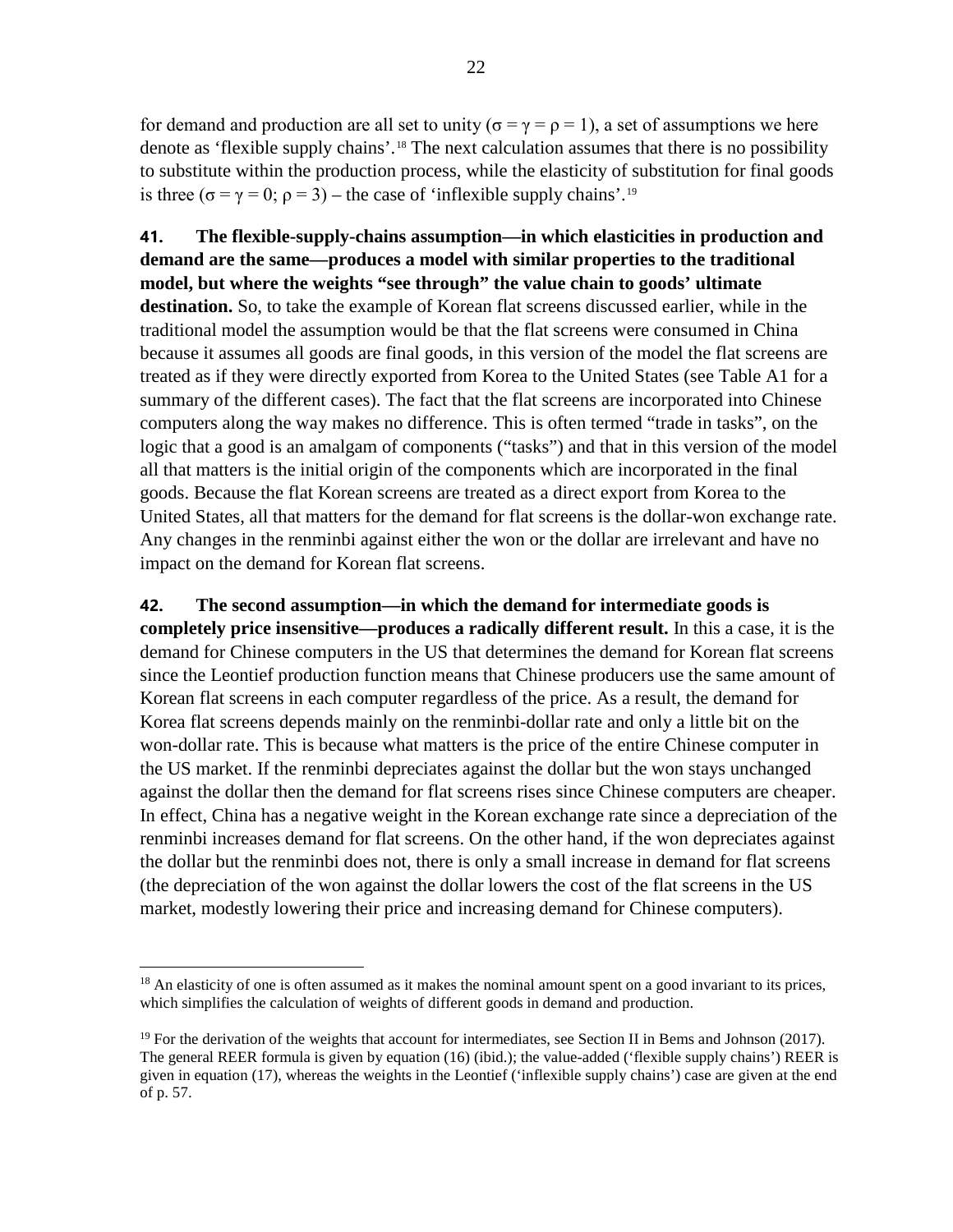for demand and production are all set to unity ($\sigma = \gamma = \rho = 1$), a set of assumptions we here denote as 'flexible supply chains'.[18] The next calculation assumes that there is no possibility to substitute within the production process, while the elasticity of substitution for final goods is three ($\sigma = \gamma = 0$; $\rho = 3$) – the case of 'inflexible supply chains'.[19]

**41. The flexible-supply-chains assumption—in which elasticities in production and demand are the same—produces a model with similar properties to the traditional model, but where the weights "see through" the value chain to goods' ultimate destination.** So, to take the example of Korean flat screens discussed earlier, while in the traditional model the assumption would be that the flat screens were consumed in China because it assumes all goods are final goods, in this version of the model the flat screens are treated as if they were directly exported from Korea to the United States (see Table A1 for a summary of the different cases). The fact that the flat screens are incorporated into Chinese computers along the way makes no difference. This is often termed "trade in tasks", on the logic that a good is an amalgam of components ("tasks") and that in this version of the model all that matters is the initial origin of the components which are incorporated in the final goods. Because the flat Korean screens are treated as a direct export from Korea to the United States, all that matters for the demand for flat screens is the dollar-won exchange rate. Any changes in the renminbi against either the won or the dollar are irrelevant and have no impact on the demand for Korean flat screens.

**42. The second assumption—in which the demand for intermediate goods is completely price insensitive—produces a radically different result.** In this a case, it is the demand for Chinese computers in the US that determines the demand for Korean flat screens since the Leontief production function means that Chinese producers use the same amount of Korean flat screens in each computer regardless of the price. As a result, the demand for Korea flat screens depends mainly on the renminbi-dollar rate and only a little bit on the won-dollar rate. This is because what matters is the price of the entire Chinese computer in the US market. If the renminbi depreciates against the dollar but the won stays unchanged against the dollar then the demand for flat screens rises since Chinese computers are cheaper. In effect, China has a negative weight in the Korean exchange rate since a depreciation of the renminbi increases demand for flat screens. On the other hand, if the won depreciates against the dollar but the renminbi does not, there is only a small increase in demand for flat screens (the depreciation of the won against the dollar lowers the cost of the flat screens in the US market, modestly lowering their price and increasing demand for Chinese computers).

---

[18] An elasticity of one is often assumed as it makes the nominal amount spent on a good invariant to its prices, which simplifies the calculation of weights of different goods in demand and production.

[19] For the derivation of the weights that account for intermediates, see Section II in Bems and Johnson (2017). The general REER formula is given by equation (16) (ibid.); the value-added ('flexible supply chains') REER is given in equation (17), whereas the weights in the Leontief ('inflexible supply chains') case are given at the end of p. 57.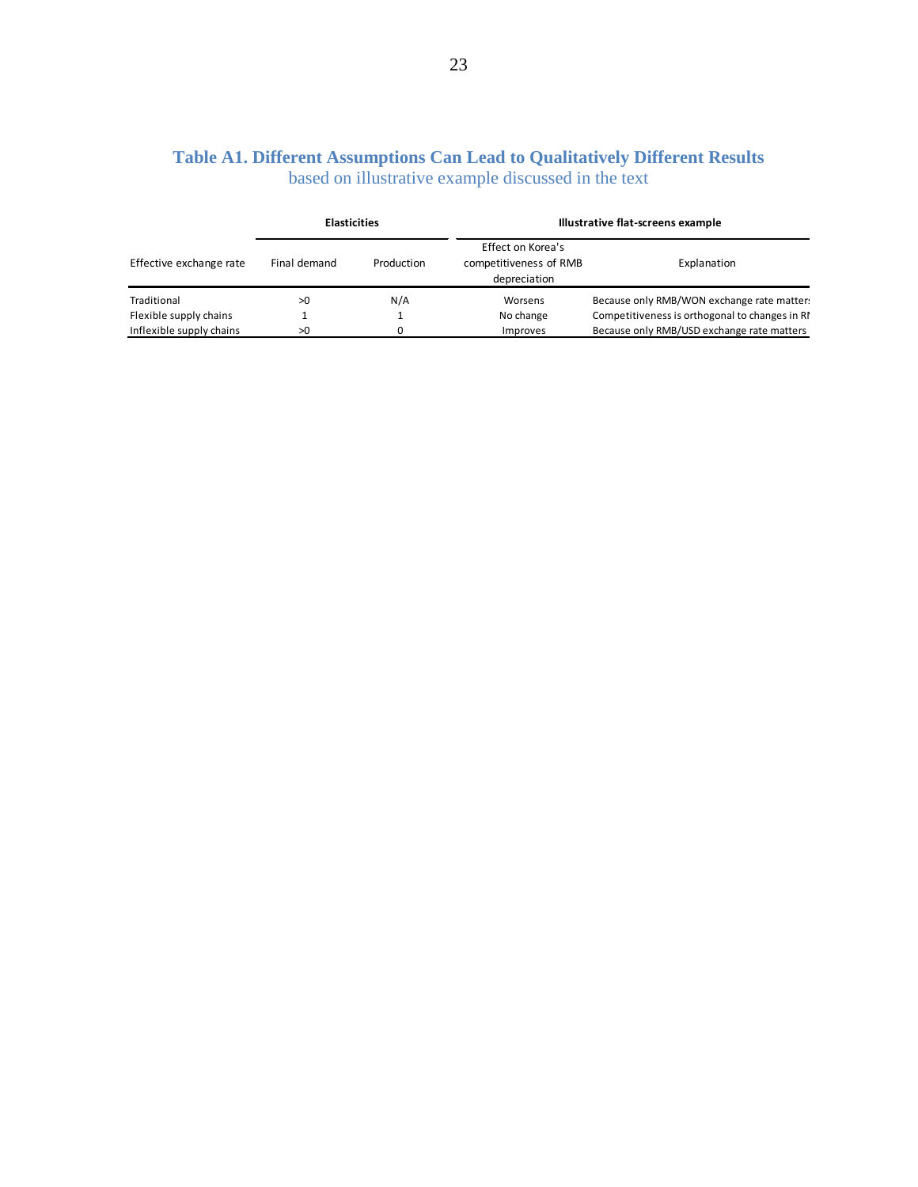**Table A1. Different Assumptions Can Lead to Qualitatively Different Results**

based on illustrative example discussed in the text

| | Elasticities | | Illustrative flat-screens example | |
|---|---|---|---|---|
| Effective exchange rate | Final demand | Production | Effect on Korea's competitiveness of RMB depreciation | Explanation |
| Traditional | >0 | N/A | Worsens | Because only RMB/WON exchange rate matters |
| Flexible supply chains | 1 | 1 | No change | Competitiveness is orthogonal to changes in RI |
| Inflexible supply chains | >0 | 0 | Improves | Because only RMB/USD exchange rate matters |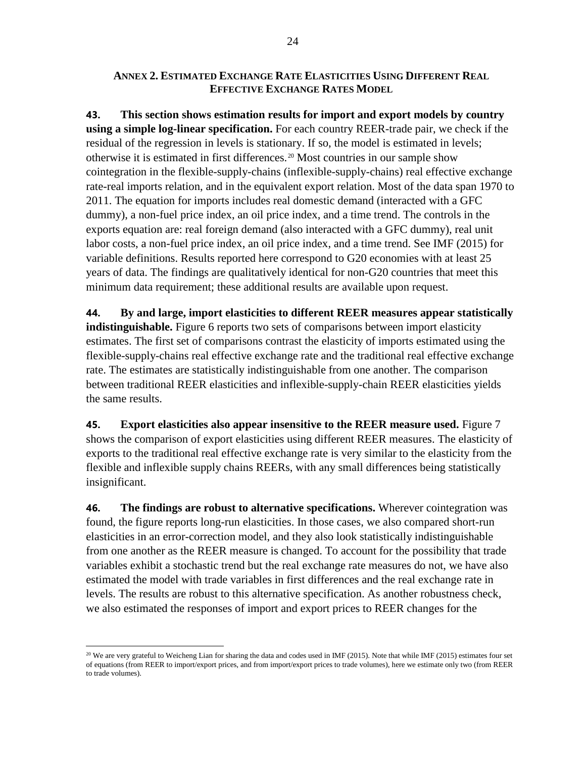## ANNEX 2. ESTIMATED EXCHANGE RATE ELASTICITIES USING DIFFERENT REAL EFFECTIVE EXCHANGE RATES MODEL

**43. This section shows estimation results for import and export models by country using a simple log-linear specification.** For each country REER-trade pair, we check if the residual of the regression in levels is stationary. If so, the model is estimated in levels; otherwise it is estimated in first differences.[20] Most countries in our sample show cointegration in the flexible-supply-chains (inflexible-supply-chains) real effective exchange rate-real imports relation, and in the equivalent export relation. Most of the data span 1970 to 2011. The equation for imports includes real domestic demand (interacted with a GFC dummy), a non-fuel price index, an oil price index, and a time trend. The controls in the exports equation are: real foreign demand (also interacted with a GFC dummy), real unit labor costs, a non-fuel price index, an oil price index, and a time trend. See IMF (2015) for variable definitions. Results reported here correspond to G20 economies with at least 25 years of data. The findings are qualitatively identical for non-G20 countries that meet this minimum data requirement; these additional results are available upon request.

**44. By and large, import elasticities to different REER measures appear statistically indistinguishable.** Figure 6 reports two sets of comparisons between import elasticity estimates. The first set of comparisons contrast the elasticity of imports estimated using the flexible-supply-chains real effective exchange rate and the traditional real effective exchange rate. The estimates are statistically indistinguishable from one another. The comparison between traditional REER elasticities and inflexible-supply-chain REER elasticities yields the same results.

**45. Export elasticities also appear insensitive to the REER measure used.** Figure 7 shows the comparison of export elasticities using different REER measures. The elasticity of exports to the traditional real effective exchange rate is very similar to the elasticity from the flexible and inflexible supply chains REERs, with any small differences being statistically insignificant.

**46. The findings are robust to alternative specifications.** Wherever cointegration was found, the figure reports long-run elasticities. In those cases, we also compared short-run elasticities in an error-correction model, and they also look statistically indistinguishable from one another as the REER measure is changed. To account for the possibility that trade variables exhibit a stochastic trend but the real exchange rate measures do not, we have also estimated the model with trade variables in first differences and the real exchange rate in levels. The results are robust to this alternative specification. As another robustness check, we also estimated the responses of import and export prices to REER changes for the

---

[20] We are very grateful to Weicheng Lian for sharing the data and codes used in IMF (2015). Note that while IMF (2015) estimates four set of equations (from REER to import/export prices, and from import/export prices to trade volumes), here we estimate only two (from REER to trade volumes).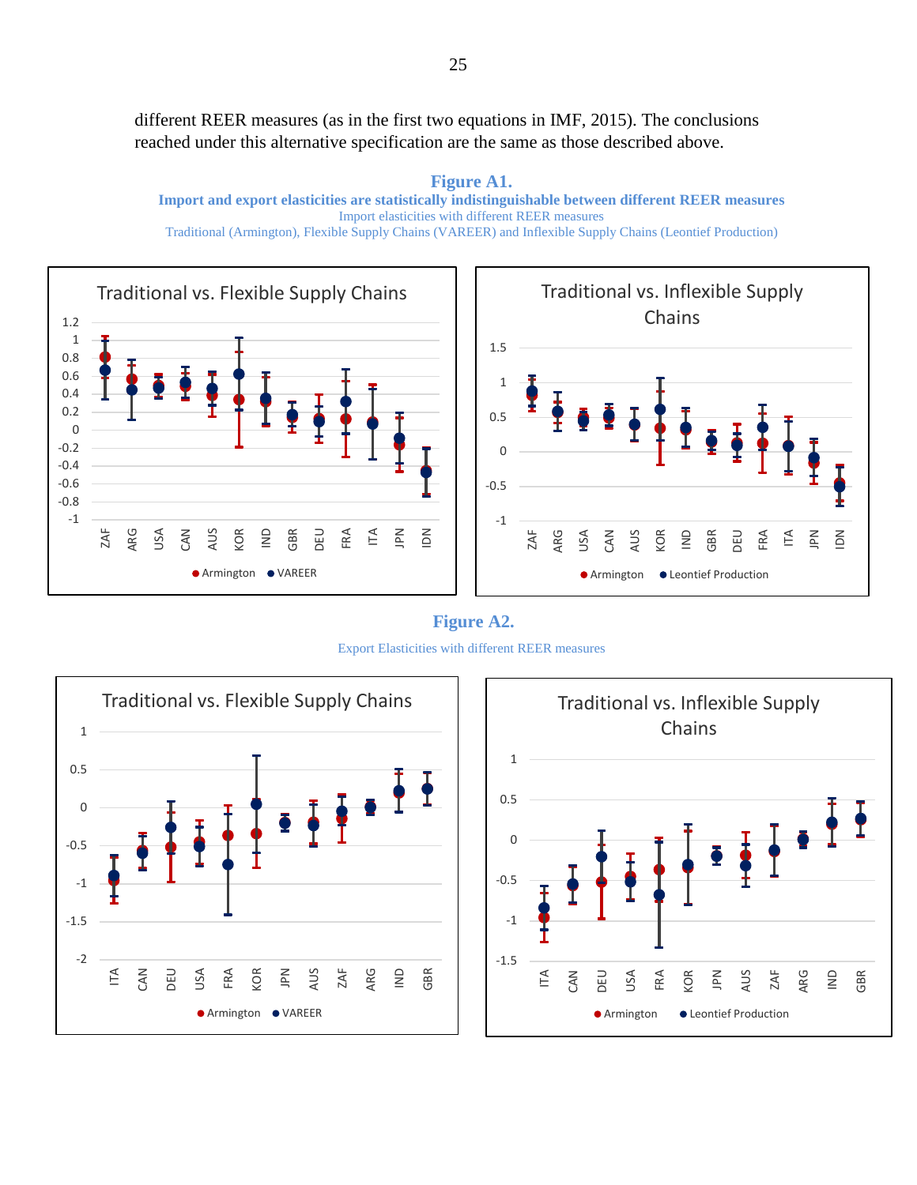different REER measures (as in the first two equations in IMF, 2015). The conclusions reached under this alternative specification are the same as those described above.

**Figure A1.**

**Import and export elasticities are statistically indistinguishable between different REER measures**

Import elasticities with different REER measures

Traditional (Armington), Flexible Supply Chains (VAREER) and Inflexible Supply Chains (Leontief Production)

**Figure A2.**

Export Elasticities with different REER measures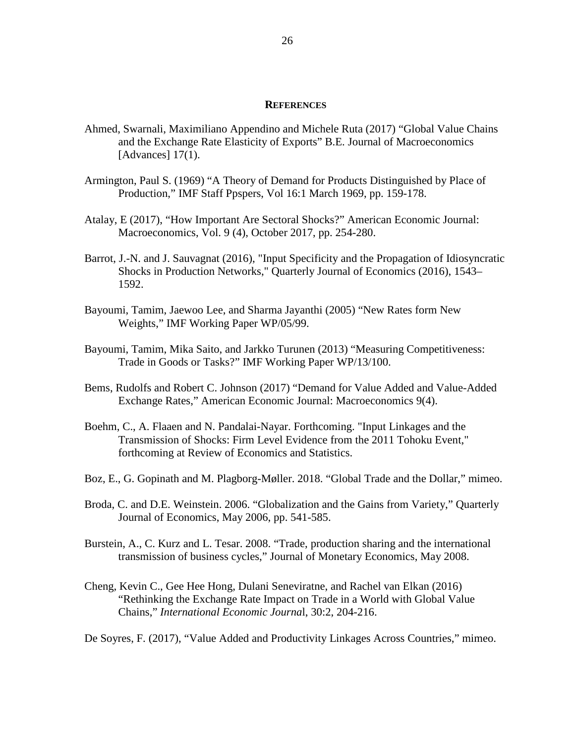## REFERENCES

Ahmed, Swarnali, Maximiliano Appendino and Michele Ruta (2017) "Global Value Chains and the Exchange Rate Elasticity of Exports" B.E. Journal of Macroeconomics [Advances] 17(1).

Armington, Paul S. (1969) "A Theory of Demand for Products Distinguished by Place of Production," IMF Staff Ppspers, Vol 16:1 March 1969, pp. 159-178.

Atalay, E (2017), "How Important Are Sectoral Shocks?" American Economic Journal: Macroeconomics, Vol. 9 (4), October 2017, pp. 254-280.

Barrot, J.-N. and J. Sauvagnat (2016), "Input Specificity and the Propagation of Idiosyncratic Shocks in Production Networks," Quarterly Journal of Economics (2016), 1543–1592.

Bayoumi, Tamim, Jaewoo Lee, and Sharma Jayanthi (2005) "New Rates form New Weights," IMF Working Paper WP/05/99.

Bayoumi, Tamim, Mika Saito, and Jarkko Turunen (2013) "Measuring Competitiveness: Trade in Goods or Tasks?" IMF Working Paper WP/13/100.

Bems, Rudolfs and Robert C. Johnson (2017) "Demand for Value Added and Value-Added Exchange Rates," American Economic Journal: Macroeconomics 9(4).

Boehm, C., A. Flaaen and N. Pandalai-Nayar. Forthcoming. "Input Linkages and the Transmission of Shocks: Firm Level Evidence from the 2011 Tohoku Event," forthcoming at Review of Economics and Statistics.

Boz, E., G. Gopinath and M. Plagborg-Møller. 2018. "Global Trade and the Dollar," mimeo.

Broda, C. and D.E. Weinstein. 2006. "Globalization and the Gains from Variety," Quarterly Journal of Economics, May 2006, pp. 541-585.

Burstein, A., C. Kurz and L. Tesar. 2008. "Trade, production sharing and the international transmission of business cycles," Journal of Monetary Economics, May 2008.

Cheng, Kevin C., Gee Hee Hong, Dulani Seneviratne, and Rachel van Elkan (2016) "Rethinking the Exchange Rate Impact on Trade in a World with Global Value Chains," *International Economic Journa*l, 30:2, 204-216.

De Soyres, F. (2017), "Value Added and Productivity Linkages Across Countries," mimeo.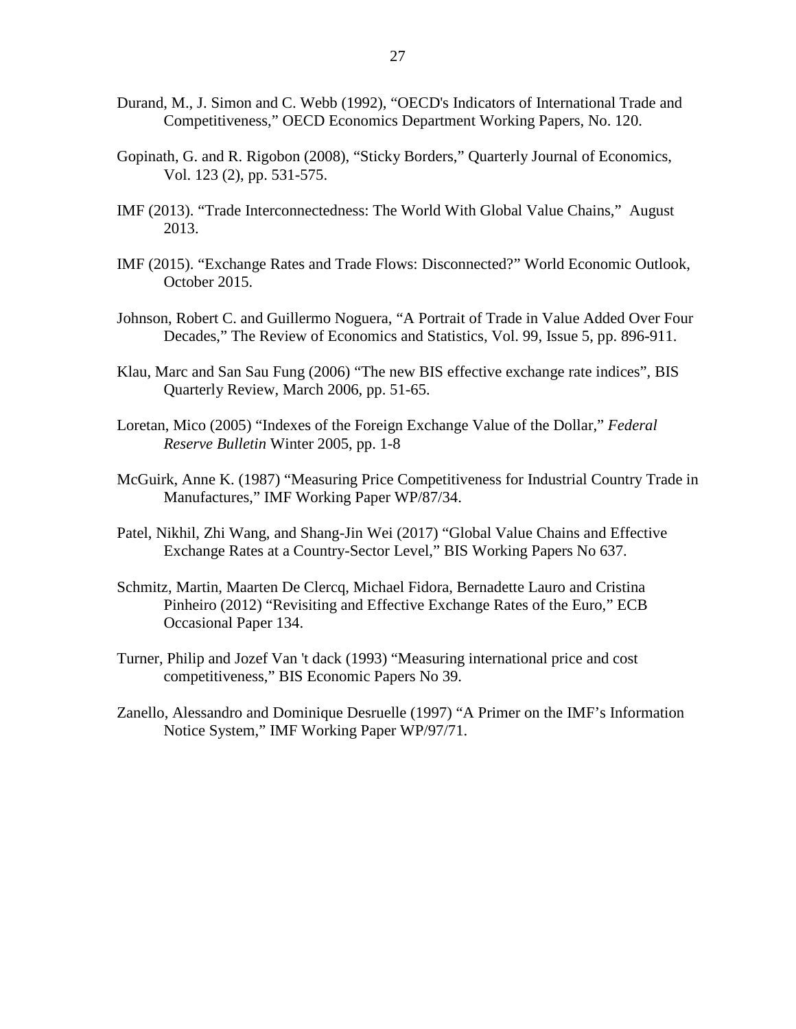Durand, M., J. Simon and C. Webb (1992), "OECD's Indicators of International Trade and Competitiveness," OECD Economics Department Working Papers, No. 120.

Gopinath, G. and R. Rigobon (2008), "Sticky Borders," Quarterly Journal of Economics, Vol. 123 (2), pp. 531-575.

IMF (2013). "Trade Interconnectedness: The World With Global Value Chains," August 2013.

IMF (2015). "Exchange Rates and Trade Flows: Disconnected?" World Economic Outlook, October 2015.

Johnson, Robert C. and Guillermo Noguera, "A Portrait of Trade in Value Added Over Four Decades," The Review of Economics and Statistics, Vol. 99, Issue 5, pp. 896-911.

Klau, Marc and San Sau Fung (2006) "The new BIS effective exchange rate indices", BIS Quarterly Review, March 2006, pp. 51-65.

Loretan, Mico (2005) "Indexes of the Foreign Exchange Value of the Dollar," *Federal Reserve Bulletin* Winter 2005, pp. 1-8

McGuirk, Anne K. (1987) "Measuring Price Competitiveness for Industrial Country Trade in Manufactures," IMF Working Paper WP/87/34.

Patel, Nikhil, Zhi Wang, and Shang-Jin Wei (2017) "Global Value Chains and Effective Exchange Rates at a Country-Sector Level," BIS Working Papers No 637.

Schmitz, Martin, Maarten De Clercq, Michael Fidora, Bernadette Lauro and Cristina Pinheiro (2012) "Revisiting and Effective Exchange Rates of the Euro," ECB Occasional Paper 134.

Turner, Philip and Jozef Van 't dack (1993) "Measuring international price and cost competitiveness," BIS Economic Papers No 39.

Zanello, Alessandro and Dominique Desruelle (1997) "A Primer on the IMF's Information Notice System," IMF Working Paper WP/97/71.